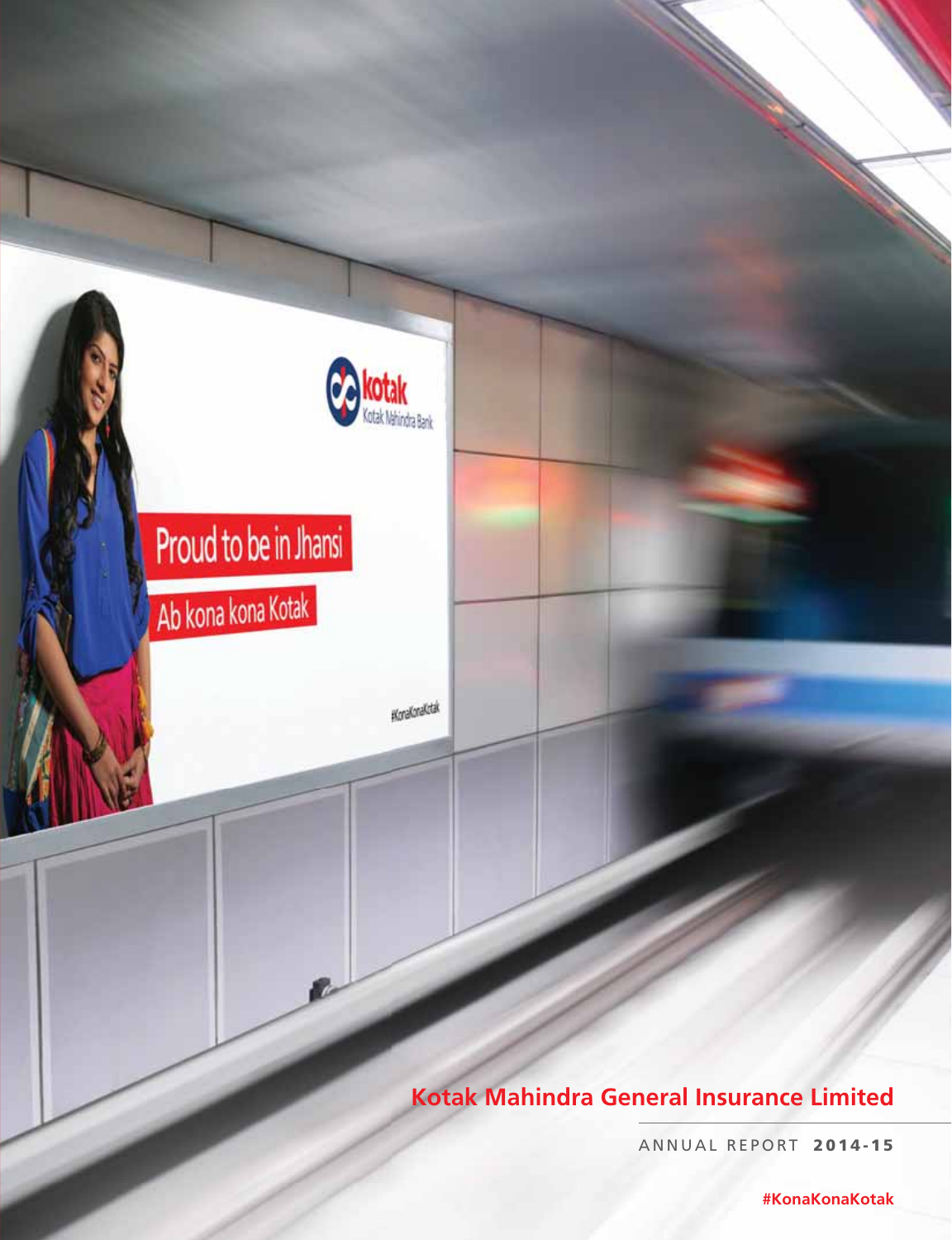# Kotak Mahindra General Insurance Limited

ANNUAL REPORT **2014-15**

**#KonaKonaKotak**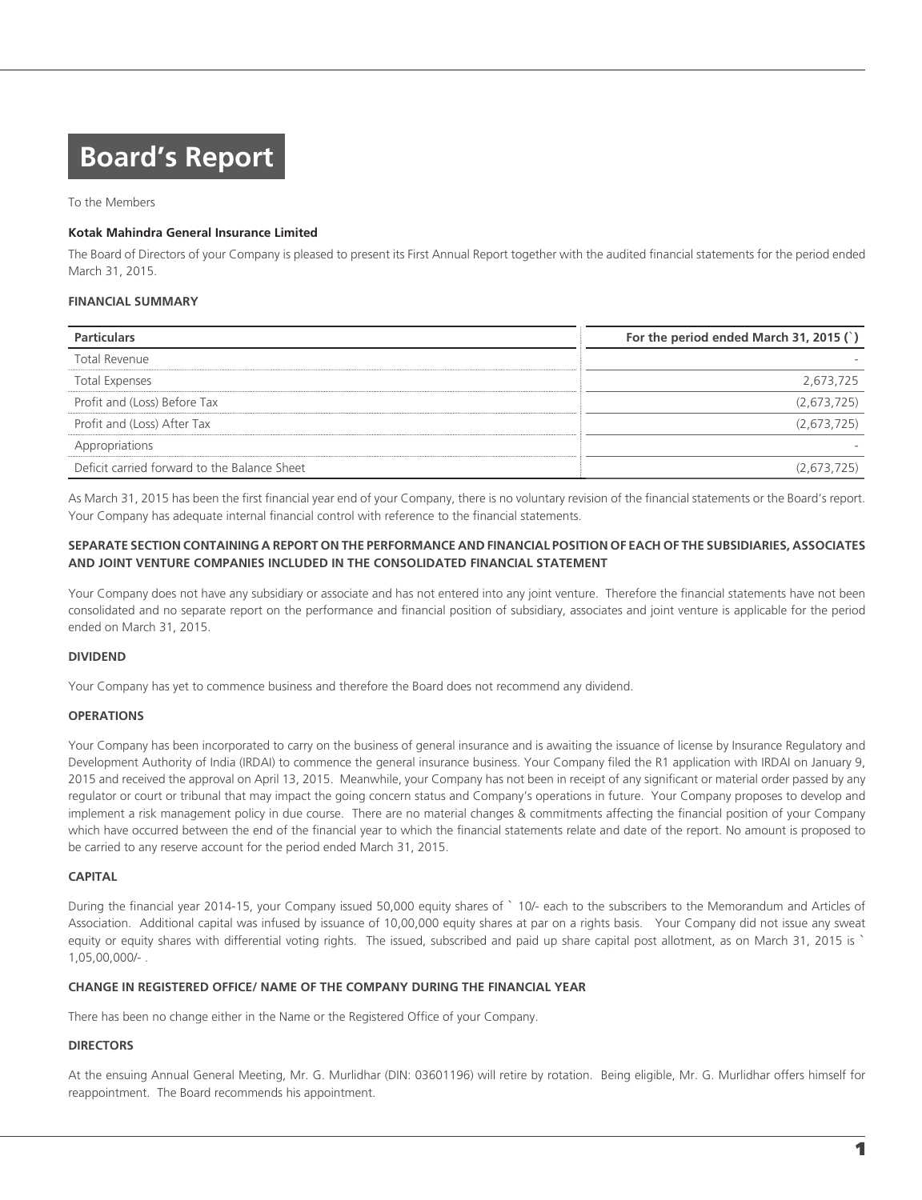# Board's Report

To the Members

**Kotak Mahindra General Insurance Limited**

The Board of Directors of your Company is pleased to present its First Annual Report together with the audited financial statements for the period ended March 31, 2015.

**FINANCIAL SUMMARY**

| Particulars | For the period ended March 31, 2015 (`) |
|---|---|
| Total Revenue | - |
| Total Expenses | 2,673,725 |
| Profit and (Loss) Before Tax | (2,673,725) |
| Profit and (Loss) After Tax | (2,673,725) |
| Appropriations | - |
| Deficit carried forward to the Balance Sheet | (2,673,725) |

As March 31, 2015 has been the first financial year end of your Company, there is no voluntary revision of the financial statements or the Board's report. Your Company has adequate internal financial control with reference to the financial statements.

**SEPARATE SECTION CONTAINING A REPORT ON THE PERFORMANCE AND FINANCIAL POSITION OF EACH OF THE SUBSIDIARIES, ASSOCIATES AND JOINT VENTURE COMPANIES INCLUDED IN THE CONSOLIDATED FINANCIAL STATEMENT**

Your Company does not have any subsidiary or associate and has not entered into any joint venture. Therefore the financial statements have not been consolidated and no separate report on the performance and financial position of subsidiary, associates and joint venture is applicable for the period ended on March 31, 2015.

**DIVIDEND**

Your Company has yet to commence business and therefore the Board does not recommend any dividend.

**OPERATIONS**

Your Company has been incorporated to carry on the business of general insurance and is awaiting the issuance of license by Insurance Regulatory and Development Authority of India (IRDAI) to commence the general insurance business. Your Company filed the R1 application with IRDAI on January 9, 2015 and received the approval on April 13, 2015. Meanwhile, your Company has not been in receipt of any significant or material order passed by any regulator or court or tribunal that may impact the going concern status and Company's operations in future. Your Company proposes to develop and implement a risk management policy in due course. There are no material changes & commitments affecting the financial position of your Company which have occurred between the end of the financial year to which the financial statements relate and date of the report. No amount is proposed to be carried to any reserve account for the period ended March 31, 2015.

**CAPITAL**

During the financial year 2014-15, your Company issued 50,000 equity shares of ` 10/- each to the subscribers to the Memorandum and Articles of Association. Additional capital was infused by issuance of 10,00,000 equity shares at par on a rights basis. Your Company did not issue any sweat equity or equity shares with differential voting rights. The issued, subscribed and paid up share capital post allotment, as on March 31, 2015 is ` 1,05,00,000/- .

**CHANGE IN REGISTERED OFFICE/ NAME OF THE COMPANY DURING THE FINANCIAL YEAR**

There has been no change either in the Name or the Registered Office of your Company.

**DIRECTORS**

At the ensuing Annual General Meeting, Mr. G. Murlidhar (DIN: 03601196) will retire by rotation. Being eligible, Mr. G. Murlidhar offers himself for reappointment. The Board recommends his appointment.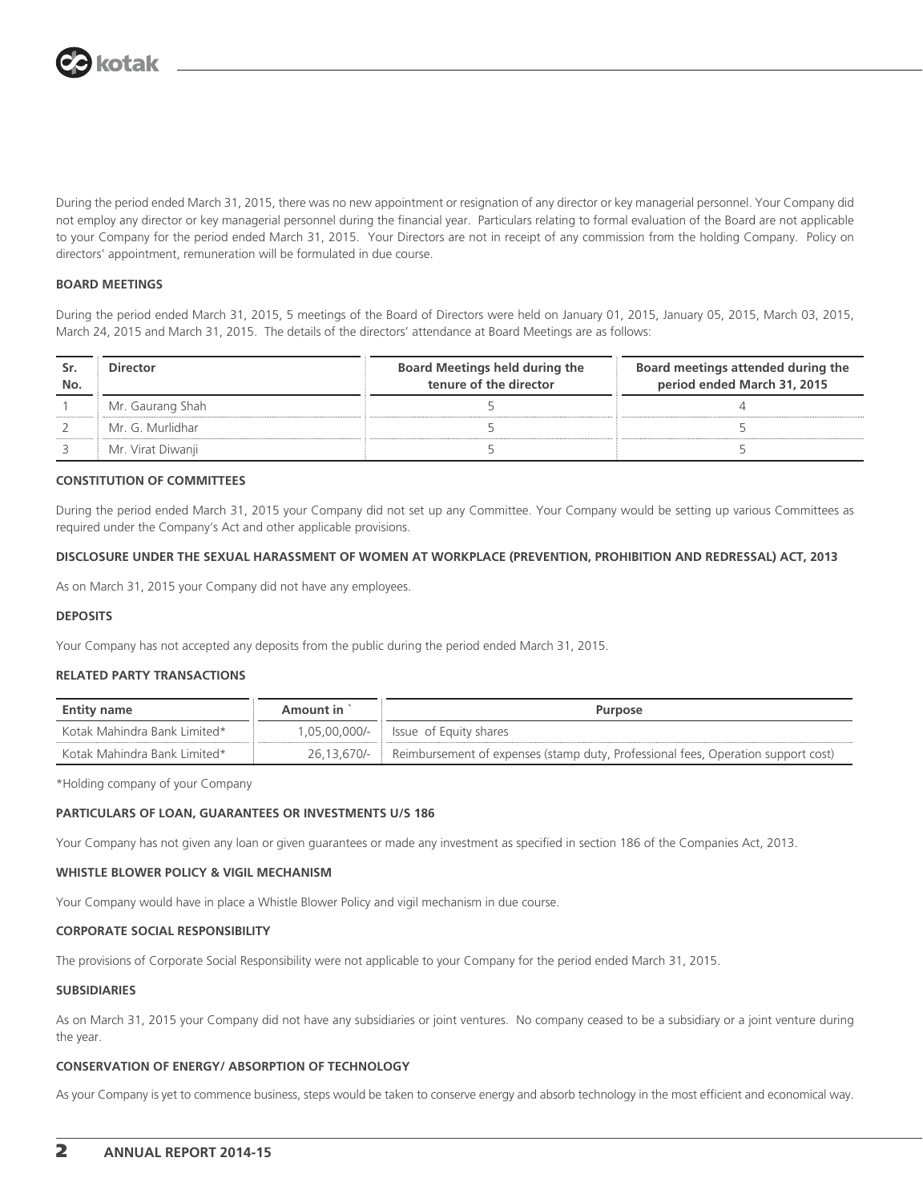During the period ended March 31, 2015, there was no new appointment or resignation of any director or key managerial personnel. Your Company did not employ any director or key managerial personnel during the financial year. Particulars relating to formal evaluation of the Board are not applicable to your Company for the period ended March 31, 2015. Your Directors are not in receipt of any commission from the holding Company. Policy on directors' appointment, remuneration will be formulated in due course.

## BOARD MEETINGS

During the period ended March 31, 2015, 5 meetings of the Board of Directors were held on January 01, 2015, January 05, 2015, March 03, 2015, March 24, 2015 and March 31, 2015. The details of the directors' attendance at Board Meetings are as follows:

| Sr. No. | Director | Board Meetings held during the tenure of the director | Board meetings attended during the period ended March 31, 2015 |
|---|---|---|---|
| 1 | Mr. Gaurang Shah | 5 | 4 |
| 2 | Mr. G. Murlidhar | 5 | 5 |
| 3 | Mr. Virat Diwanji | 5 | 5 |

## CONSTITUTION OF COMMITTEES

During the period ended March 31, 2015 your Company did not set up any Committee. Your Company would be setting up various Committees as required under the Company's Act and other applicable provisions.

## DISCLOSURE UNDER THE SEXUAL HARASSMENT OF WOMEN AT WORKPLACE (PREVENTION, PROHIBITION AND REDRESSAL) ACT, 2013

As on March 31, 2015 your Company did not have any employees.

## DEPOSITS

Your Company has not accepted any deposits from the public during the period ended March 31, 2015.

## RELATED PARTY TRANSACTIONS

| Entity name | Amount in ` | Purpose |
|---|---|---|
| Kotak Mahindra Bank Limited* | 1,05,00,000/- | Issue of Equity shares |
| Kotak Mahindra Bank Limited* | 26,13,670/- | Reimbursement of expenses (stamp duty, Professional fees, Operation support cost) |

*Holding company of your Company

## PARTICULARS OF LOAN, GUARANTEES OR INVESTMENTS U/S 186

Your Company has not given any loan or given guarantees or made any investment as specified in section 186 of the Companies Act, 2013.

## WHISTLE BLOWER POLICY & VIGIL MECHANISM

Your Company would have in place a Whistle Blower Policy and vigil mechanism in due course.

## CORPORATE SOCIAL RESPONSIBILITY

The provisions of Corporate Social Responsibility were not applicable to your Company for the period ended March 31, 2015.

## SUBSIDIARIES

As on March 31, 2015 your Company did not have any subsidiaries or joint ventures. No company ceased to be a subsidiary or a joint venture during the year.

## CONSERVATION OF ENERGY/ ABSORPTION OF TECHNOLOGY

As your Company is yet to commence business, steps would be taken to conserve energy and absorb technology in the most efficient and economical way.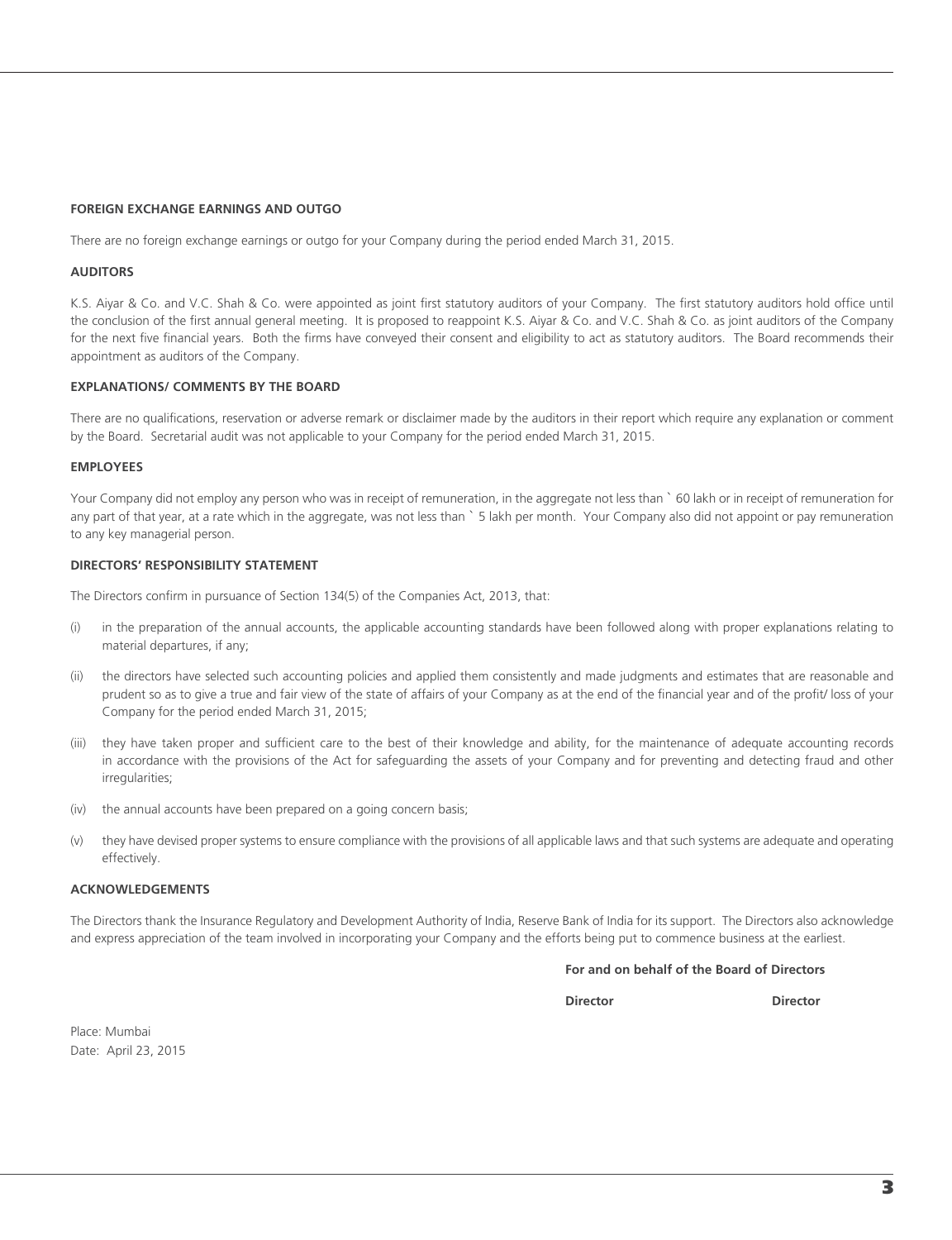## FOREIGN EXCHANGE EARNINGS AND OUTGO

There are no foreign exchange earnings or outgo for your Company during the period ended March 31, 2015.

## AUDITORS

K.S. Aiyar & Co. and V.C. Shah & Co. were appointed as joint first statutory auditors of your Company. The first statutory auditors hold office until the conclusion of the first annual general meeting. It is proposed to reappoint K.S. Aiyar & Co. and V.C. Shah & Co. as joint auditors of the Company for the next five financial years. Both the firms have conveyed their consent and eligibility to act as statutory auditors. The Board recommends their appointment as auditors of the Company.

## EXPLANATIONS/ COMMENTS BY THE BOARD

There are no qualifications, reservation or adverse remark or disclaimer made by the auditors in their report which require any explanation or comment by the Board. Secretarial audit was not applicable to your Company for the period ended March 31, 2015.

## EMPLOYEES

Your Company did not employ any person who was in receipt of remuneration, in the aggregate not less than ` 60 lakh or in receipt of remuneration for any part of that year, at a rate which in the aggregate, was not less than ` 5 lakh per month. Your Company also did not appoint or pay remuneration to any key managerial person.

## DIRECTORS' RESPONSIBILITY STATEMENT

The Directors confirm in pursuance of Section 134(5) of the Companies Act, 2013, that:

(i) in the preparation of the annual accounts, the applicable accounting standards have been followed along with proper explanations relating to material departures, if any;

(ii) the directors have selected such accounting policies and applied them consistently and made judgments and estimates that are reasonable and prudent so as to give a true and fair view of the state of affairs of your Company as at the end of the financial year and of the profit/ loss of your Company for the period ended March 31, 2015;

(iii) they have taken proper and sufficient care to the best of their knowledge and ability, for the maintenance of adequate accounting records in accordance with the provisions of the Act for safeguarding the assets of your Company and for preventing and detecting fraud and other irregularities;

(iv) the annual accounts have been prepared on a going concern basis;

(v) they have devised proper systems to ensure compliance with the provisions of all applicable laws and that such systems are adequate and operating effectively.

## ACKNOWLEDGEMENTS

The Directors thank the Insurance Regulatory and Development Authority of India, Reserve Bank of India for its support. The Directors also acknowledge and express appreciation of the team involved in incorporating your Company and the efforts being put to commence business at the earliest.

**For and on behalf of the Board of Directors**

**Director** **Director**

Place: Mumbai
Date: April 23, 2015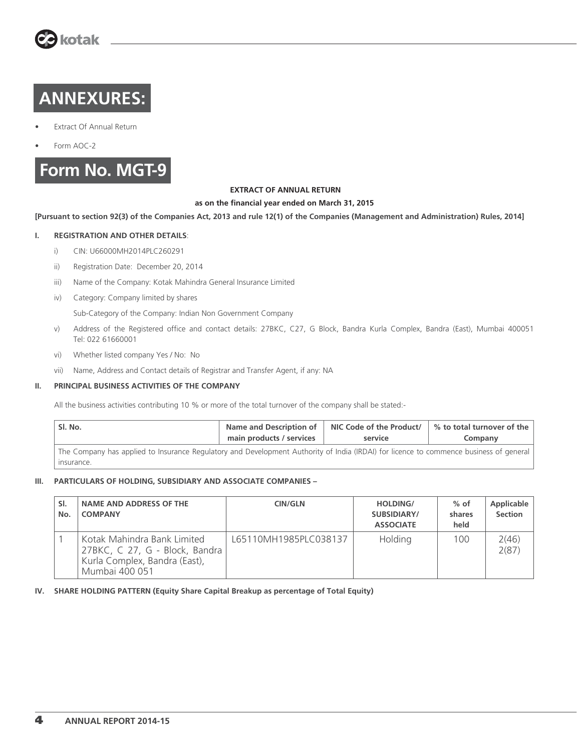# ANNEXURES:

- Extract Of Annual Return
- Form AOC-2

# Form No. MGT-9

**EXTRACT OF ANNUAL RETURN**

**as on the financial year ended on March 31, 2015**

**[Pursuant to section 92(3) of the Companies Act, 2013 and rule 12(1) of the Companies (Management and Administration) Rules, 2014]**

## I. REGISTRATION AND OTHER DETAILS:

i) CIN: U66000MH2014PLC260291

ii) Registration Date: December 20, 2014

iii) Name of the Company: Kotak Mahindra General Insurance Limited

iv) Category: Company limited by shares

Sub-Category of the Company: Indian Non Government Company

v) Address of the Registered office and contact details: 27BKC, C27, G Block, Bandra Kurla Complex, Bandra (East), Mumbai 400051 Tel: 022 61660001

vi) Whether listed company Yes / No: No

vii) Name, Address and Contact details of Registrar and Transfer Agent, if any: NA

## II. PRINCIPAL BUSINESS ACTIVITIES OF THE COMPANY

All the business activities contributing 10 % or more of the total turnover of the company shall be stated:-

| Sl. No. | Name and Description of main products / services | NIC Code of the Product/ service | % to total turnover of the Company |
|---|---|---|---|
| The Company has applied to Insurance Regulatory and Development Authority of India (IRDAI) for licence to commence business of general insurance. | | | |

## III. PARTICULARS OF HOLDING, SUBSIDIARY AND ASSOCIATE COMPANIES –

| Sl. No. | NAME AND ADDRESS OF THE COMPANY | CIN/GLN | HOLDING/ SUBSIDIARY/ ASSOCIATE | % of shares held | Applicable Section |
|---|---|---|---|---|---|
| 1 | Kotak Mahindra Bank Limited 27BKC, C 27, G - Block, Bandra Kurla Complex, Bandra (East), Mumbai 400 051 | L65110MH1985PLC038137 | Holding | 100 | 2(46) 2(87) |

## IV. SHARE HOLDING PATTERN (Equity Share Capital Breakup as percentage of Total Equity)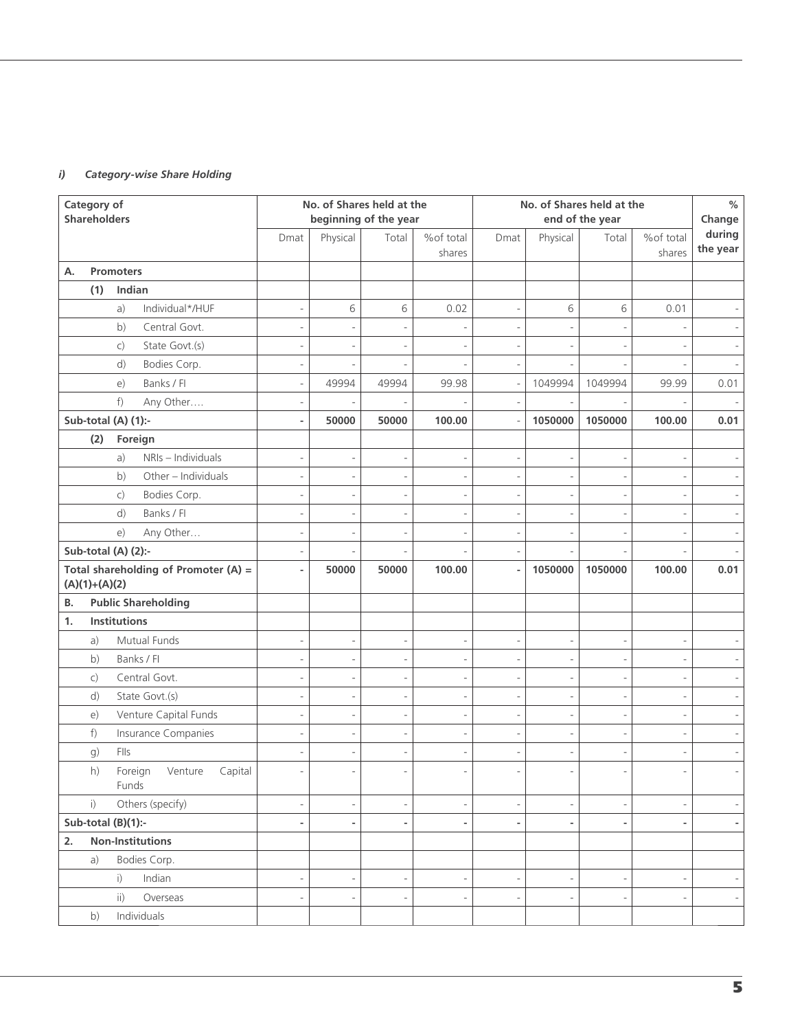***i) Category-wise Share Holding***

| Category of Shareholders | No. of Shares held at the beginning of the year | | | | No. of Shares held at the end of the year | | | | % Change during the year |
|---|---|---|---|---|---|---|---|---|---|
| | Dmat | Physical | Total | %of total shares | Dmat | Physical | Total | %of total shares | |
| **A. Promoters** | | | | | | | | | |
| **(1) Indian** | | | | | | | | | |
| a) Individual*/HUF | - | 6 | 6 | 0.02 | - | 6 | 6 | 0.01 | - |
| b) Central Govt. | - | - | - | - | - | - | - | - | - |
| c) State Govt.(s) | - | - | - | - | - | - | - | - | - |
| d) Bodies Corp. | - | - | - | - | - | - | - | - | - |
| e) Banks / FI | - | 49994 | 49994 | 99.98 | - | 1049994 | 1049994 | 99.99 | 0.01 |
| f) Any Other…. | - | - | - | - | - | - | - | - | - |
| **Sub-total (A) (1):-** | **-** | **50000** | **50000** | **100.00** | - | **1050000** | **1050000** | **100.00** | **0.01** |
| **(2) Foreign** | | | | | | | | | |
| a) NRIs – Individuals | - | - | - | - | - | - | - | - | - |
| b) Other – Individuals | - | - | - | - | - | - | - | - | - |
| c) Bodies Corp. | - | - | - | - | - | - | - | - | - |
| d) Banks / FI | - | - | - | - | - | - | - | - | - |
| e) Any Other… | - | - | - | - | - | - | - | - | - |
| **Sub-total (A) (2):-** | - | - | - | - | - | - | - | - | - |
| **Total shareholding of Promoter (A) = (A)(1)+(A)(2)** | **-** | **50000** | **50000** | **100.00** | **-** | **1050000** | **1050000** | **100.00** | **0.01** |
| **B. Public Shareholding** | | | | | | | | | |
| **1. Institutions** | | | | | | | | | |
| a) Mutual Funds | - | - | - | - | - | - | - | - | - |
| b) Banks / FI | - | - | - | - | - | - | - | - | - |
| c) Central Govt. | - | - | - | - | - | - | - | - | - |
| d) State Govt.(s) | - | - | - | - | - | - | - | - | - |
| e) Venture Capital Funds | - | - | - | - | - | - | - | - | - |
| f) Insurance Companies | - | - | - | - | - | - | - | - | - |
| g) FIIs | - | - | - | - | - | - | - | - | - |
| h) Foreign Venture Capital Funds | - | - | - | - | - | - | - | - | - |
| i) Others (specify) | - | - | - | - | - | - | - | - | - |
| **Sub-total (B)(1):-** | **-** | **-** | **-** | **-** | **-** | **-** | **-** | **-** | **-** |
| **2. Non-Institutions** | | | | | | | | | |
| a) Bodies Corp. | | | | | | | | | |
| i) Indian | - | - | - | - | - | - | - | - | - |
| ii) Overseas | - | - | - | - | - | - | - | - | - |
| b) Individuals | | | | | | | | | |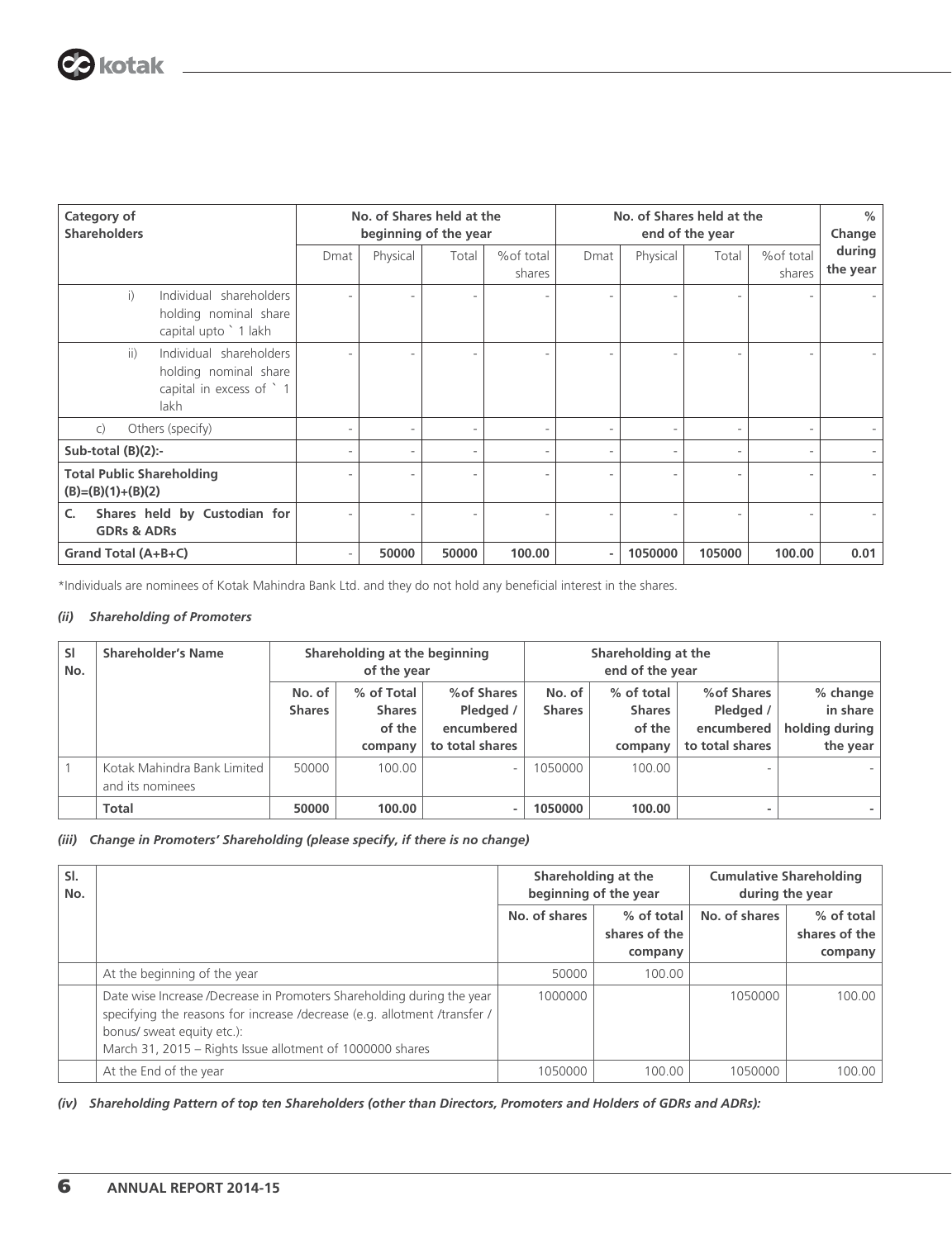| Category of Shareholders | No. of Shares held at the beginning of the year | | | | No. of Shares held at the end of the year | | | | % Change during the year |
|---|---|---|---|---|---|---|---|---|---|
| | Dmat | Physical | Total | %of total shares | Dmat | Physical | Total | %of total shares | |
| i) Individual shareholders holding nominal share capital upto ` 1 lakh | - | - | - | - | - | - | - | - | - |
| ii) Individual shareholders holding nominal share capital in excess of ` 1 lakh | - | - | - | - | - | - | - | - | - |
| c) Others (specify) | - | - | - | - | - | - | - | - | - |
| **Sub-total (B)(2):-** | - | - | - | - | - | - | - | - | - |
| **Total Public Shareholding (B)=(B)(1)+(B)(2)** | - | - | - | - | - | - | - | - | - |
| **C. Shares held by Custodian for GDRs & ADRs** | - | - | - | - | - | - | - | - | - |
| **Grand Total (A+B+C)** | - | **50000** | **50000** | **100.00** | - | **1050000** | **105000** | **100.00** | **0.01** |

*Individuals are nominees of Kotak Mahindra Bank Ltd. and they do not hold any beneficial interest in the shares.

***(ii) Shareholding of Promoters***

| Sl No. | Shareholder's Name | Shareholding at the beginning of the year | | | Shareholding at the end of the year | | | |
|---|---|---|---|---|---|---|---|---|
| | | No. of Shares | % of Total Shares of the company | %of Shares Pledged / encumbered to total shares | No. of Shares | % of total Shares of the company | %of Shares Pledged / encumbered to total shares | % change in share holding during the year |
| 1 | Kotak Mahindra Bank Limited and its nominees | 50000 | 100.00 | - | 1050000 | 100.00 | - | - |
| | **Total** | **50000** | **100.00** | **-** | **1050000** | **100.00** | **-** | **-** |

***(iii) Change in Promoters' Shareholding (please specify, if there is no change)***

| Sl. No. | | Shareholding at the beginning of the year | | Cumulative Shareholding during the year | |
|---|---|---|---|---|---|
| | | No. of shares | % of total shares of the company | No. of shares | % of total shares of the company |
| | At the beginning of the year | 50000 | 100.00 | | |
| | Date wise Increase /Decrease in Promoters Shareholding during the year specifying the reasons for increase /decrease (e.g. allotment /transfer / bonus/ sweat equity etc.): March 31, 2015 – Rights Issue allotment of 1000000 shares | 1000000 | | 1050000 | 100.00 |
| | At the End of the year | 1050000 | 100.00 | 1050000 | 100.00 |

***(iv) Shareholding Pattern of top ten Shareholders (other than Directors, Promoters and Holders of GDRs and ADRs):***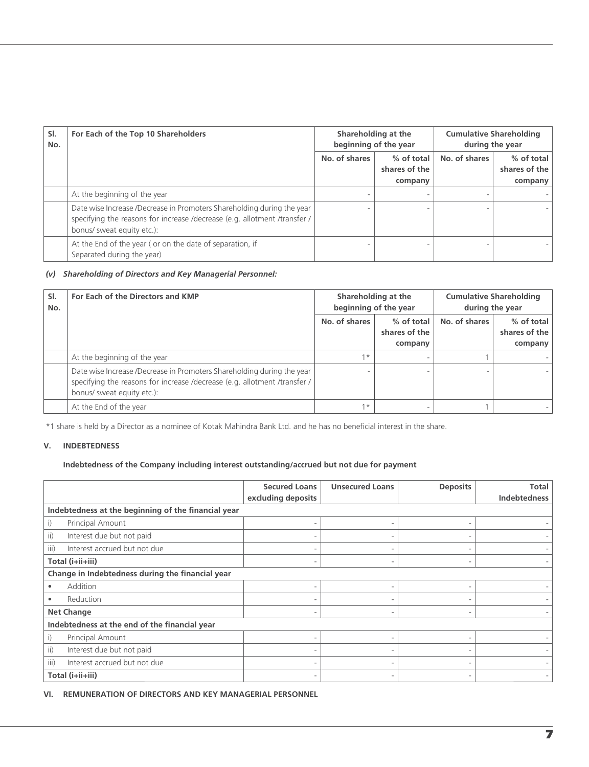| Sl. No. | For Each of the Top 10 Shareholders | Shareholding at the beginning of the year | | Cumulative Shareholding during the year | |
|---|---|---|---|---|---|
| | | No. of shares | % of total shares of the company | No. of shares | % of total shares of the company |
| | At the beginning of the year | - | - | - | - |
| | Date wise Increase /Decrease in Promoters Shareholding during the year specifying the reasons for increase /decrease (e.g. allotment /transfer / bonus/ sweat equity etc.): | - | - | - | - |
| | At the End of the year ( or on the date of separation, if Separated during the year) | - | - | - | - |

***(v) Shareholding of Directors and Key Managerial Personnel:***

| Sl. No. | For Each of the Directors and KMP | Shareholding at the beginning of the year | | Cumulative Shareholding during the year | |
|---|---|---|---|---|---|
| | | No. of shares | % of total shares of the company | No. of shares | % of total shares of the company |
| | At the beginning of the year | 1* | - | 1 | - |
| | Date wise Increase /Decrease in Promoters Shareholding during the year specifying the reasons for increase /decrease (e.g. allotment /transfer / bonus/ sweat equity etc.): | - | - | - | - |
| | At the End of the year | 1* | - | 1 | - |

*1 share is held by a Director as a nominee of Kotak Mahindra Bank Ltd. and he has no beneficial interest in the share.

**V. INDEBTEDNESS**

**Indebtedness of the Company including interest outstanding/accrued but not due for payment**

| | Secured Loans excluding deposits | Unsecured Loans | Deposits | Total Indebtedness |
|---|---|---|---|---|
| **Indebtedness at the beginning of the financial year** | | | | |
| i) Principal Amount | - | - | - | - |
| ii) Interest due but not paid | - | - | - | - |
| iii) Interest accrued but not due | - | - | - | - |
| **Total (i+ii+iii)** | - | - | - | - |
| **Change in Indebtedness during the financial year** | | | | |
| • Addition | - | - | - | - |
| • Reduction | - | - | - | - |
| **Net Change** | - | - | - | - |
| **Indebtedness at the end of the financial year** | | | | |
| i) Principal Amount | - | - | - | - |
| ii) Interest due but not paid | - | - | - | - |
| iii) Interest accrued but not due | - | - | - | - |
| **Total (i+ii+iii)** | - | - | - | - |

**VI. REMUNERATION OF DIRECTORS AND KEY MANAGERIAL PERSONNEL**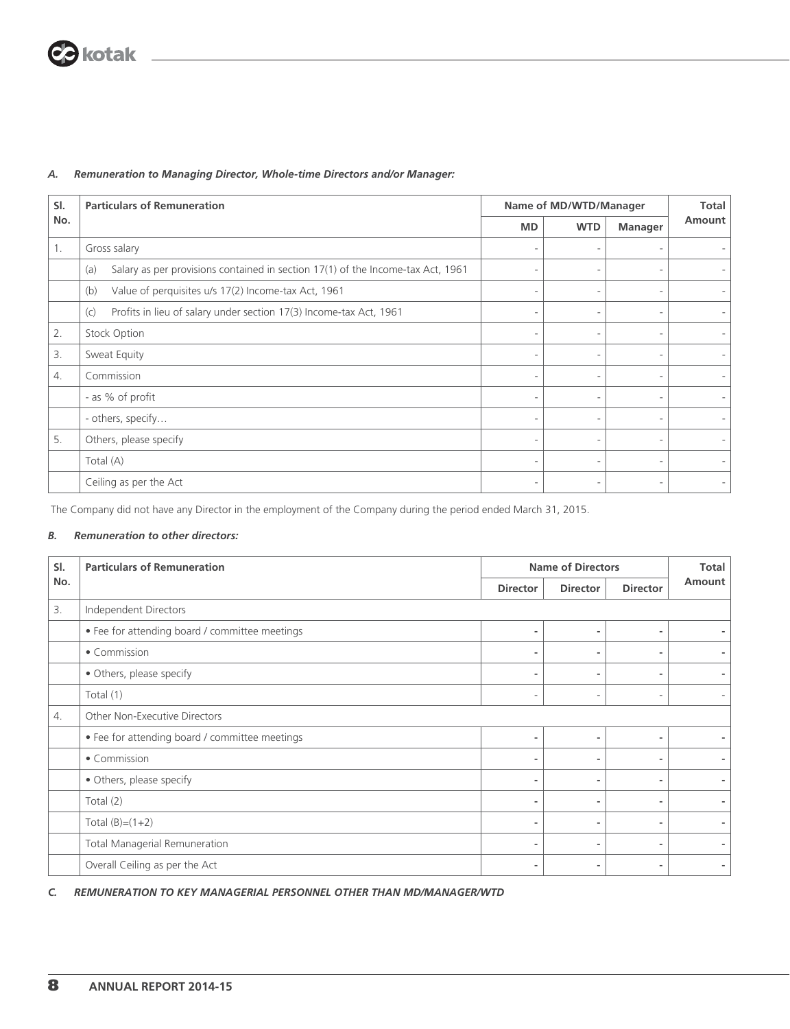### *A. Remuneration to Managing Director, Whole-time Directors and/or Manager:*

| Sl. No. | Particulars of Remuneration | Name of MD/WTD/Manager | | | Total Amount |
|---|---|---|---|---|---|
| | | MD | WTD | Manager | |
| 1. | Gross salary | - | - | - | - |
| | (a) Salary as per provisions contained in section 17(1) of the Income-tax Act, 1961 | - | - | - | - |
| | (b) Value of perquisites u/s 17(2) Income-tax Act, 1961 | - | - | - | - |
| | (c) Profits in lieu of salary under section 17(3) Income-tax Act, 1961 | - | - | - | - |
| 2. | Stock Option | - | - | - | - |
| 3. | Sweat Equity | - | - | - | - |
| 4. | Commission | - | - | - | - |
| | - as % of profit | - | - | - | - |
| | - others, specify… | - | - | - | - |
| 5. | Others, please specify | - | - | - | - |
| | Total (A) | - | - | - | - |
| | Ceiling as per the Act | - | - | - | - |

The Company did not have any Director in the employment of the Company during the period ended March 31, 2015.

### *B. Remuneration to other directors:*

| Sl. No. | Particulars of Remuneration | Name of Directors | | | Total Amount |
|---|---|---|---|---|---|
| | | Director | Director | Director | |
| 3. | Independent Directors | | | | |
| | • Fee for attending board / committee meetings | - | - | - | - |
| | • Commission | - | - | - | - |
| | • Others, please specify | - | - | - | - |
| | Total (1) | - | - | - | - |
| 4. | Other Non-Executive Directors | | | | |
| | • Fee for attending board / committee meetings | - | - | - | - |
| | • Commission | - | - | - | - |
| | • Others, please specify | - | - | - | - |
| | Total (2) | - | - | - | - |
| | Total (B)=(1+2) | - | - | - | - |
| | Total Managerial Remuneration | - | - | - | - |
| | Overall Ceiling as per the Act | - | - | - | - |

### *C. REMUNERATION TO KEY MANAGERIAL PERSONNEL OTHER THAN MD/MANAGER/WTD*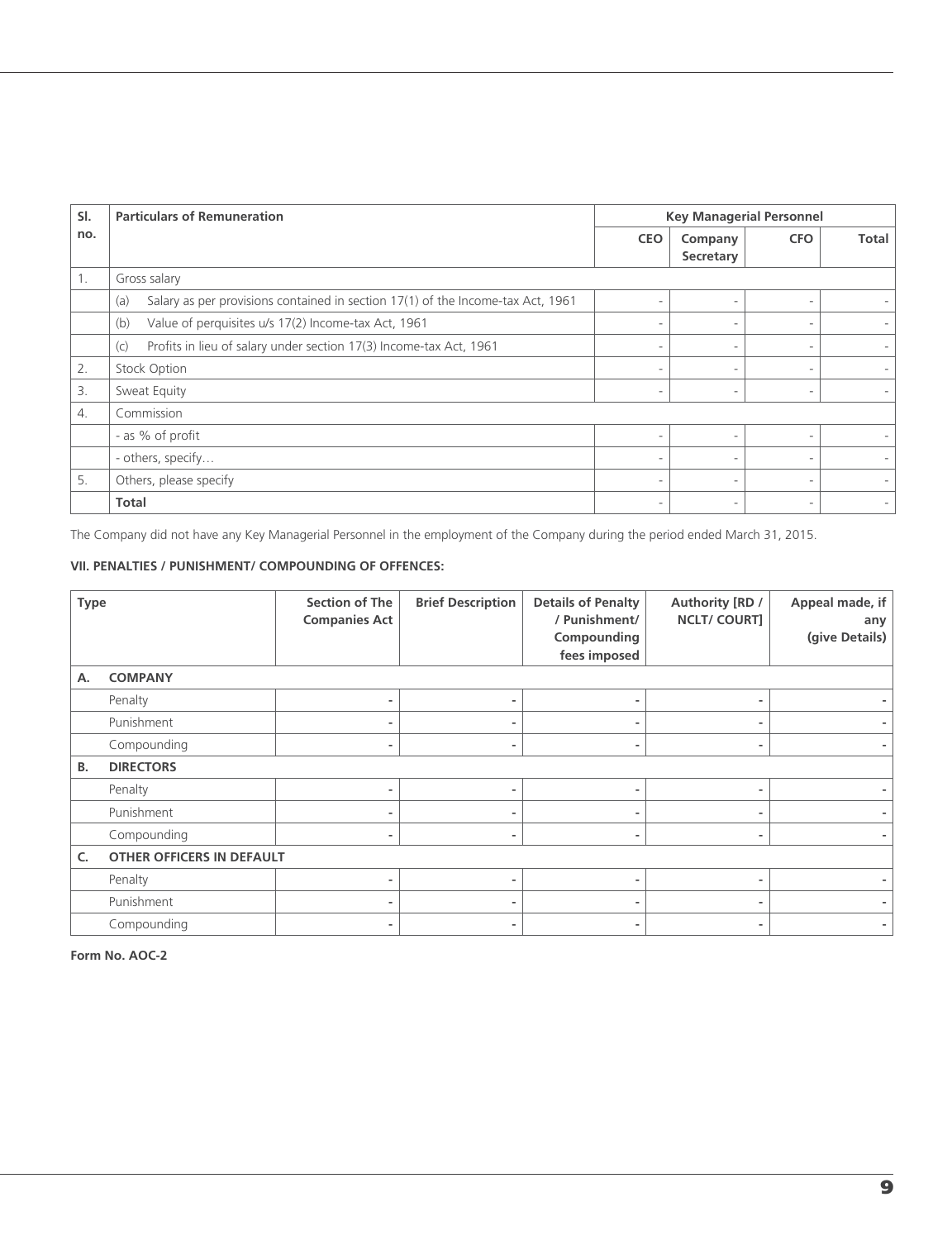| Sl. no. | Particulars of Remuneration | Key Managerial Personnel | | | |
|---|---|---|---|---|---|
| | | CEO | Company Secretary | CFO | Total |
| 1. | Gross salary | | | | |
| | (a) Salary as per provisions contained in section 17(1) of the Income-tax Act, 1961 | - | - | - | - |
| | (b) Value of perquisites u/s 17(2) Income-tax Act, 1961 | - | - | - | - |
| | (c) Profits in lieu of salary under section 17(3) Income-tax Act, 1961 | - | - | - | - |
| 2. | Stock Option | - | - | - | - |
| 3. | Sweat Equity | - | - | - | - |
| 4. | Commission | | | | |
| | - as % of profit | - | - | - | - |
| | - others, specify… | - | - | - | - |
| 5. | Others, please specify | - | - | - | - |
| | **Total** | - | - | - | - |

The Company did not have any Key Managerial Personnel in the employment of the Company during the period ended March 31, 2015.

**VII. PENALTIES / PUNISHMENT/ COMPOUNDING OF OFFENCES:**

| Type | | Section of The Companies Act | Brief Description | Details of Penalty / Punishment/ Compounding fees imposed | Authority [RD / NCLT/ COURT] | Appeal made, if any (give Details) |
|---|---|---|---|---|---|---|
| **A.** | **COMPANY** | | | | | |
| | Penalty | - | - | - | - | - |
| | Punishment | - | - | - | - | - |
| | Compounding | - | - | - | - | - |
| **B.** | **DIRECTORS** | | | | | |
| | Penalty | - | - | - | - | - |
| | Punishment | - | - | - | - | - |
| | Compounding | - | - | - | - | - |
| **C.** | **OTHER OFFICERS IN DEFAULT** | | | | | |
| | Penalty | - | - | - | - | - |
| | Punishment | - | - | - | - | - |
| | Compounding | - | - | - | - | - |

**Form No. AOC-2**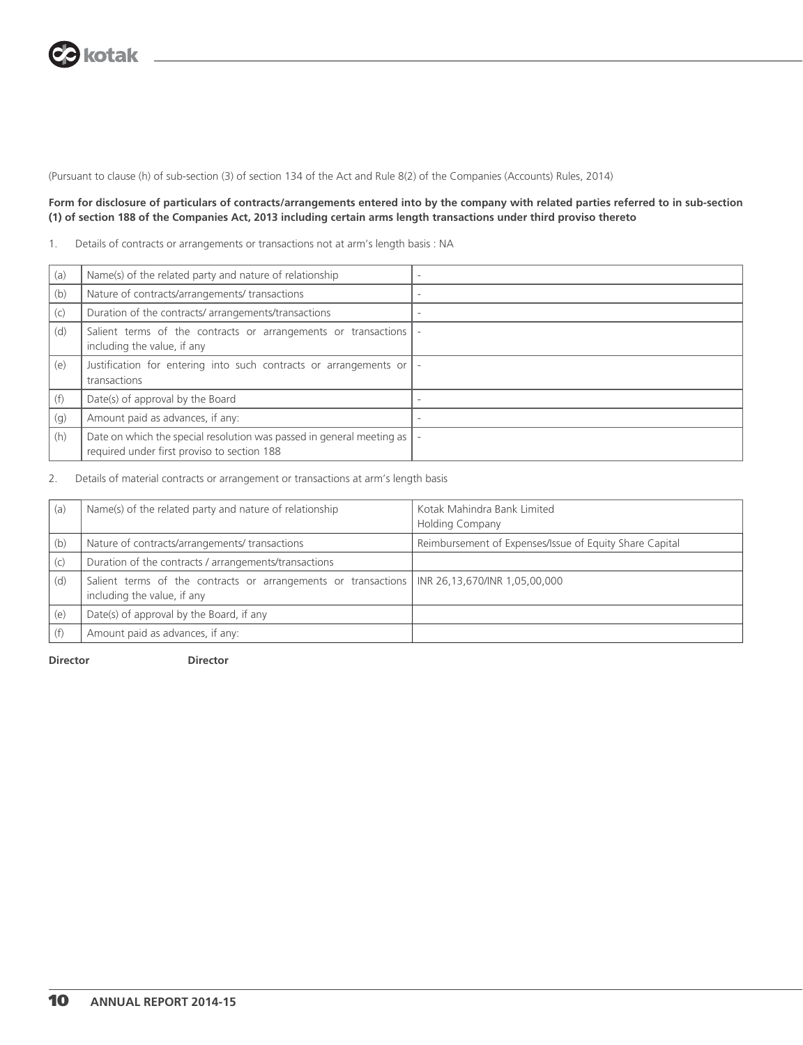(Pursuant to clause (h) of sub-section (3) of section 134 of the Act and Rule 8(2) of the Companies (Accounts) Rules, 2014)

**Form for disclosure of particulars of contracts/arrangements entered into by the company with related parties referred to in sub-section (1) of section 188 of the Companies Act, 2013 including certain arms length transactions under third proviso thereto**

1. Details of contracts or arrangements or transactions not at arm's length basis : NA

| | | |
|---|---|---|
| (a) | Name(s) of the related party and nature of relationship | - |
| (b) | Nature of contracts/arrangements/ transactions | - |
| (c) | Duration of the contracts/ arrangements/transactions | - |
| (d) | Salient terms of the contracts or arrangements or transactions including the value, if any | - |
| (e) | Justification for entering into such contracts or arrangements or transactions | - |
| (f) | Date(s) of approval by the Board | - |
| (g) | Amount paid as advances, if any: | - |
| (h) | Date on which the special resolution was passed in general meeting as required under first proviso to section 188 | - |

2. Details of material contracts or arrangement or transactions at arm's length basis

| | | |
|---|---|---|
| (a) | Name(s) of the related party and nature of relationship | Kotak Mahindra Bank Limited<br>Holding Company |
| (b) | Nature of contracts/arrangements/ transactions | Reimbursement of Expenses/Issue of Equity Share Capital |
| (c) | Duration of the contracts / arrangements/transactions | |
| (d) | Salient terms of the contracts or arrangements or transactions including the value, if any | INR 26,13,670/INR 1,05,00,000 |
| (e) | Date(s) of approval by the Board, if any | |
| (f) | Amount paid as advances, if any: | |

**Director** **Director**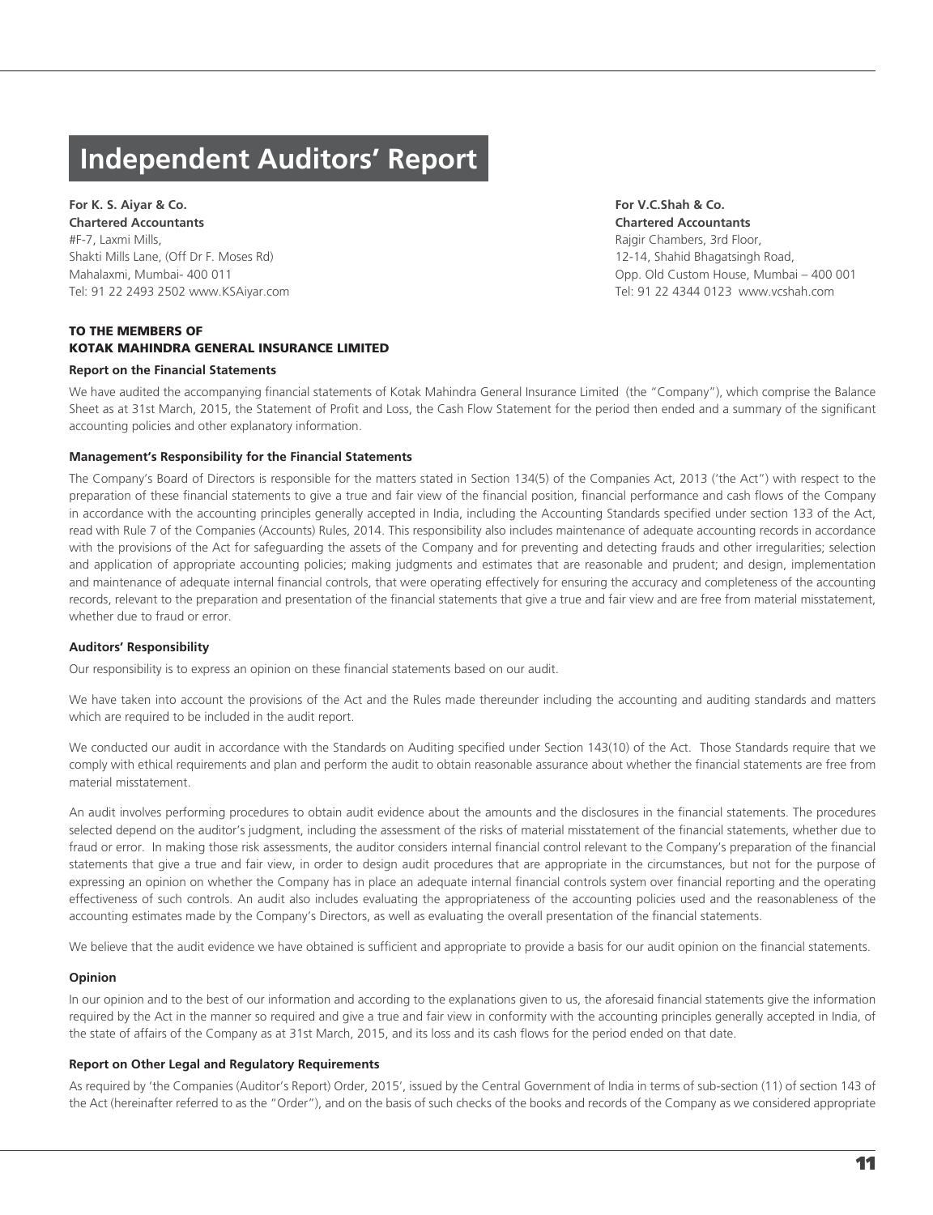# Independent Auditors' Report

**For K. S. Aiyar & Co.**
**Chartered Accountants**
#F-7, Laxmi Mills,
Shakti Mills Lane, (Off Dr F. Moses Rd)
Mahalaxmi, Mumbai- 400 011
Tel: 91 22 2493 2502 www.KSAiyar.com

**For V.C.Shah & Co.**
**Chartered Accountants**
Rajgir Chambers, 3rd Floor,
12-14, Shahid Bhagatsingh Road,
Opp. Old Custom House, Mumbai – 400 001
Tel: 91 22 4344 0123 www.vcshah.com

**TO THE MEMBERS OF**
**KOTAK MAHINDRA GENERAL INSURANCE LIMITED**

**Report on the Financial Statements**

We have audited the accompanying financial statements of Kotak Mahindra General Insurance Limited (the "Company"), which comprise the Balance Sheet as at 31st March, 2015, the Statement of Profit and Loss, the Cash Flow Statement for the period then ended and a summary of the significant accounting policies and other explanatory information.

**Management's Responsibility for the Financial Statements**

The Company's Board of Directors is responsible for the matters stated in Section 134(5) of the Companies Act, 2013 ('the Act") with respect to the preparation of these financial statements to give a true and fair view of the financial position, financial performance and cash flows of the Company in accordance with the accounting principles generally accepted in India, including the Accounting Standards specified under section 133 of the Act, read with Rule 7 of the Companies (Accounts) Rules, 2014. This responsibility also includes maintenance of adequate accounting records in accordance with the provisions of the Act for safeguarding the assets of the Company and for preventing and detecting frauds and other irregularities; selection and application of appropriate accounting policies; making judgments and estimates that are reasonable and prudent; and design, implementation and maintenance of adequate internal financial controls, that were operating effectively for ensuring the accuracy and completeness of the accounting records, relevant to the preparation and presentation of the financial statements that give a true and fair view and are free from material misstatement, whether due to fraud or error.

**Auditors' Responsibility**

Our responsibility is to express an opinion on these financial statements based on our audit.

We have taken into account the provisions of the Act and the Rules made thereunder including the accounting and auditing standards and matters which are required to be included in the audit report.

We conducted our audit in accordance with the Standards on Auditing specified under Section 143(10) of the Act. Those Standards require that we comply with ethical requirements and plan and perform the audit to obtain reasonable assurance about whether the financial statements are free from material misstatement.

An audit involves performing procedures to obtain audit evidence about the amounts and the disclosures in the financial statements. The procedures selected depend on the auditor's judgment, including the assessment of the risks of material misstatement of the financial statements, whether due to fraud or error. In making those risk assessments, the auditor considers internal financial control relevant to the Company's preparation of the financial statements that give a true and fair view, in order to design audit procedures that are appropriate in the circumstances, but not for the purpose of expressing an opinion on whether the Company has in place an adequate internal financial controls system over financial reporting and the operating effectiveness of such controls. An audit also includes evaluating the appropriateness of the accounting policies used and the reasonableness of the accounting estimates made by the Company's Directors, as well as evaluating the overall presentation of the financial statements.

We believe that the audit evidence we have obtained is sufficient and appropriate to provide a basis for our audit opinion on the financial statements.

**Opinion**

In our opinion and to the best of our information and according to the explanations given to us, the aforesaid financial statements give the information required by the Act in the manner so required and give a true and fair view in conformity with the accounting principles generally accepted in India, of the state of affairs of the Company as at 31st March, 2015, and its loss and its cash flows for the period ended on that date.

**Report on Other Legal and Regulatory Requirements**

As required by 'the Companies (Auditor's Report) Order, 2015', issued by the Central Government of India in terms of sub-section (11) of section 143 of the Act (hereinafter referred to as the "Order"), and on the basis of such checks of the books and records of the Company as we considered appropriate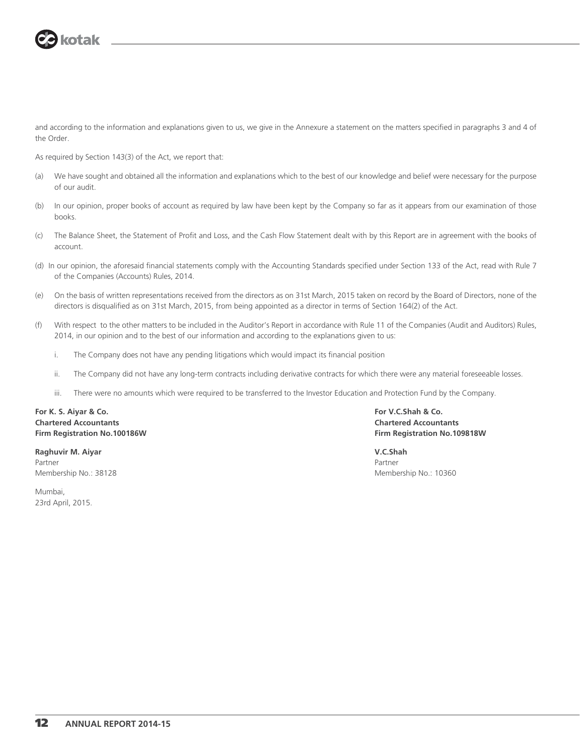and according to the information and explanations given to us, we give in the Annexure a statement on the matters specified in paragraphs 3 and 4 of the Order.

As required by Section 143(3) of the Act, we report that:

(a) We have sought and obtained all the information and explanations which to the best of our knowledge and belief were necessary for the purpose of our audit.

(b) In our opinion, proper books of account as required by law have been kept by the Company so far as it appears from our examination of those books.

(c) The Balance Sheet, the Statement of Profit and Loss, and the Cash Flow Statement dealt with by this Report are in agreement with the books of account.

(d) In our opinion, the aforesaid financial statements comply with the Accounting Standards specified under Section 133 of the Act, read with Rule 7 of the Companies (Accounts) Rules, 2014.

(e) On the basis of written representations received from the directors as on 31st March, 2015 taken on record by the Board of Directors, none of the directors is disqualified as on 31st March, 2015, from being appointed as a director in terms of Section 164(2) of the Act.

(f) With respect to the other matters to be included in the Auditor's Report in accordance with Rule 11 of the Companies (Audit and Auditors) Rules, 2014, in our opinion and to the best of our information and according to the explanations given to us:

   i. The Company does not have any pending litigations which would impact its financial position

   ii. The Company did not have any long-term contracts including derivative contracts for which there were any material foreseeable losses.

   iii. There were no amounts which were required to be transferred to the Investor Education and Protection Fund by the Company.

**For K. S. Aiyar & Co.**
**Chartered Accountants**
**Firm Registration No.100186W**

**Raghuvir M. Aiyar**
Partner
Membership No.: 38128

**For V.C.Shah & Co.**
**Chartered Accountants**
**Firm Registration No.109818W**

**V.C.Shah**
Partner
Membership No.: 10360

Mumbai,
23rd April, 2015.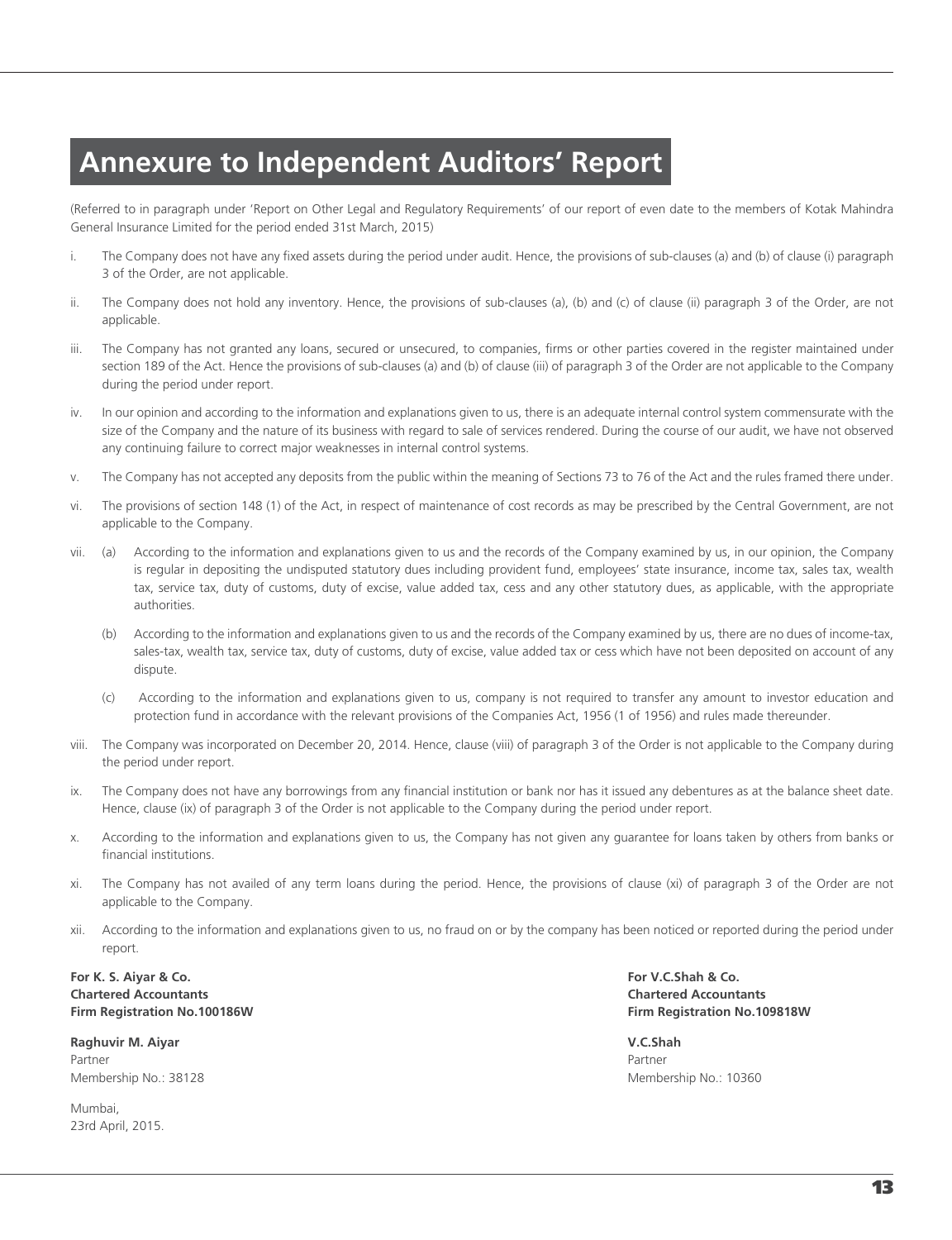# Annexure to Independent Auditors' Report

(Referred to in paragraph under 'Report on Other Legal and Regulatory Requirements' of our report of even date to the members of Kotak Mahindra General Insurance Limited for the period ended 31st March, 2015)

i. The Company does not have any fixed assets during the period under audit. Hence, the provisions of sub-clauses (a) and (b) of clause (i) paragraph 3 of the Order, are not applicable.

ii. The Company does not hold any inventory. Hence, the provisions of sub-clauses (a), (b) and (c) of clause (ii) paragraph 3 of the Order, are not applicable.

iii. The Company has not granted any loans, secured or unsecured, to companies, firms or other parties covered in the register maintained under section 189 of the Act. Hence the provisions of sub-clauses (a) and (b) of clause (iii) of paragraph 3 of the Order are not applicable to the Company during the period under report.

iv. In our opinion and according to the information and explanations given to us, there is an adequate internal control system commensurate with the size of the Company and the nature of its business with regard to sale of services rendered. During the course of our audit, we have not observed any continuing failure to correct major weaknesses in internal control systems.

v. The Company has not accepted any deposits from the public within the meaning of Sections 73 to 76 of the Act and the rules framed there under.

vi. The provisions of section 148 (1) of the Act, in respect of maintenance of cost records as may be prescribed by the Central Government, are not applicable to the Company.

vii. (a) According to the information and explanations given to us and the records of the Company examined by us, in our opinion, the Company is regular in depositing the undisputed statutory dues including provident fund, employees' state insurance, income tax, sales tax, wealth tax, service tax, duty of customs, duty of excise, value added tax, cess and any other statutory dues, as applicable, with the appropriate authorities.

(b) According to the information and explanations given to us and the records of the Company examined by us, there are no dues of income-tax, sales-tax, wealth tax, service tax, duty of customs, duty of excise, value added tax or cess which have not been deposited on account of any dispute.

(c) According to the information and explanations given to us, company is not required to transfer any amount to investor education and protection fund in accordance with the relevant provisions of the Companies Act, 1956 (1 of 1956) and rules made thereunder.

viii. The Company was incorporated on December 20, 2014. Hence, clause (viii) of paragraph 3 of the Order is not applicable to the Company during the period under report.

ix. The Company does not have any borrowings from any financial institution or bank nor has it issued any debentures as at the balance sheet date. Hence, clause (ix) of paragraph 3 of the Order is not applicable to the Company during the period under report.

x. According to the information and explanations given to us, the Company has not given any guarantee for loans taken by others from banks or financial institutions.

xi. The Company has not availed of any term loans during the period. Hence, the provisions of clause (xi) of paragraph 3 of the Order are not applicable to the Company.

xii. According to the information and explanations given to us, no fraud on or by the company has been noticed or reported during the period under report.

**For K. S. Aiyar & Co.**
**Chartered Accountants**
**Firm Registration No.100186W**

**Raghuvir M. Aiyar**
Partner
Membership No.: 38128

**For V.C.Shah & Co.**
**Chartered Accountants**
**Firm Registration No.109818W**

**V.C.Shah**
Partner
Membership No.: 10360

Mumbai,
23rd April, 2015.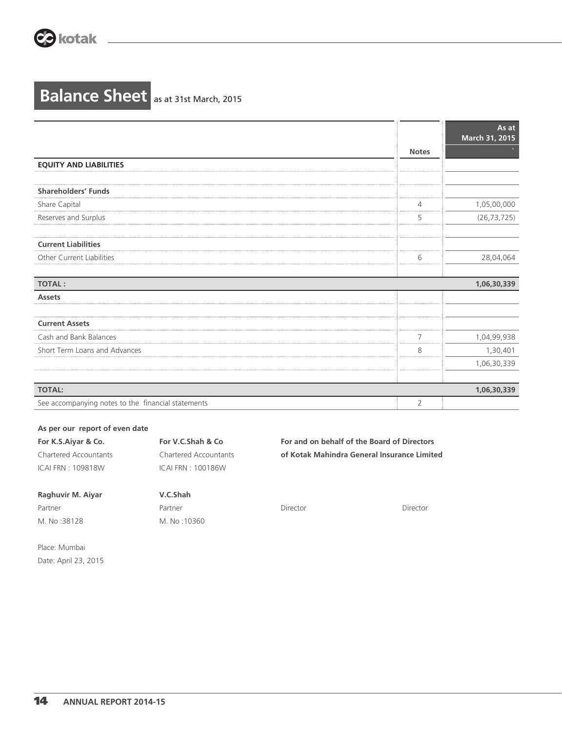# Balance Sheet as at 31st March, 2015

| | Notes | As at March 31, 2015 ` |
|---|---|---|
| **EQUITY AND LIABILITIES** | | |
| | | |
| **Shareholders' Funds** | | |
| Share Capital | 4 | 1,05,00,000 |
| Reserves and Surplus | 5 | (26,73,725) |
| | | |
| **Current Liabilities** | | |
| Other Current Liabilities | 6 | 28,04,064 |
| | | |
| **TOTAL :** | | **1,06,30,339** |
| **Assets** | | |
| | | |
| **Current Assets** | | |
| Cash and Bank Balances | 7 | 1,04,99,938 |
| Short Term Loans and Advances | 8 | 1,30,401 |
| | | 1,06,30,339 |
| | | |
| **TOTAL:** | | **1,06,30,339** |
| See accompanying notes to the financial statements | 2 | |

**As per our report of even date**

**For K.S.Aiyar & Co.**
Chartered Accountants
ICAI FRN : 109818W

**Raghuvir M. Aiyar**
Partner
M. No :38128

**For V.C.Shah & Co**
Chartered Accountants
ICAI FRN : 100186W

**V.C.Shah**
Partner
M. No :10360

**For and on behalf of the Board of Directors**
**of Kotak Mahindra General Insurance Limited**

Director

Director

Place: Mumbai
Date: April 23, 2015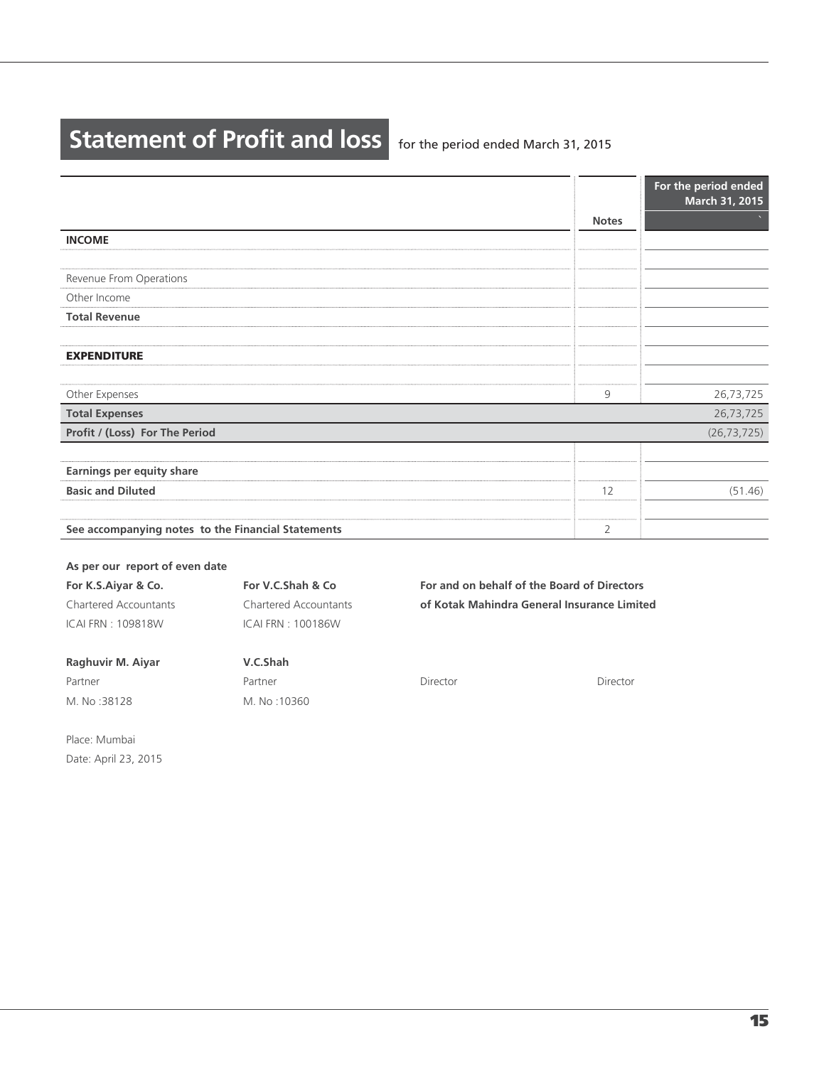# Statement of Profit and loss for the period ended March 31, 2015

| | Notes | For the period ended March 31, 2015 ` |
|---|---|---|
| **INCOME** | | |
| | | |
| Revenue From Operations | | |
| Other Income | | |
| **Total Revenue** | | |
| | | |
| **EXPENDITURE** | | |
| | | |
| Other Expenses | 9 | 26,73,725 |
| **Total Expenses** | | 26,73,725 |
| **Profit / (Loss) For The Period** | | (26,73,725) |
| | | |
| **Earnings per equity share** | | |
| **Basic and Diluted** | 12 | (51.46) |
| | | |
| **See accompanying notes to the Financial Statements** | 2 | |

**As per our report of even date**

**For K.S.Aiyar & Co.**
Chartered Accountants
ICAI FRN : 109818W

**Raghuvir M. Aiyar**
Partner
M. No :38128

**For V.C.Shah & Co**
Chartered Accountants
ICAI FRN : 100186W

**V.C.Shah**
Partner
M. No :10360

**For and on behalf of the Board of Directors**
**of Kotak Mahindra General Insurance Limited**

Director

Director

Place: Mumbai
Date: April 23, 2015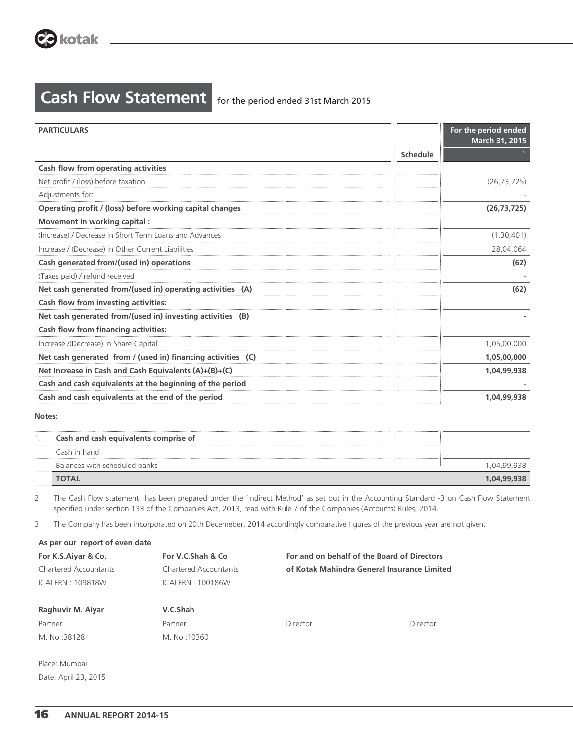# Cash Flow Statement for the period ended 31st March 2015

| PARTICULARS | Schedule | For the period ended March 31, 2015 ` |
|---|---|---|
| **Cash flow from operating activities** | | |
| Net profit / (loss) before taxation | | (26,73,725) |
| Adjustments for: | | - |
| **Operating profit / (loss) before working capital changes** | | **(26,73,725)** |
| **Movement in working capital :** | | |
| (Increase) / Decrease in Short Term Loans and Advances | | (1,30,401) |
| Increase / (Decrease) in Other Current Liabilities | | 28,04,064 |
| **Cash generated from/(used in) operations** | | **(62)** |
| (Taxes paid) / refund received | | - |
| **Net cash generated from/(used in) operating activities (A)** | | **(62)** |
| **Cash flow from investing activities:** | | |
| **Net cash generated from/(used in) investing activities (B)** | | **-** |
| **Cash flow from financing activities:** | | |
| Increase /(Decrease) in Share Capital | | 1,05,00,000 |
| **Net cash generated from / (used in) financing activities (C)** | | **1,05,00,000** |
| **Net Increase in Cash and Cash Equivalents (A)+(B)+(C)** | | **1,04,99,938** |
| **Cash and cash equivalents at the beginning of the period** | | **-** |
| **Cash and cash equivalents at the end of the period** | | **1,04,99,938** |

**Notes:**

| | | | |
|---|---|---|---|
| 1. | **Cash and cash equivalents comprise of** | | |
| | Cash in hand | | |
| | Balances with scheduled banks | | 1,04,99,938 |
| | **TOTAL** | | **1,04,99,938** |

2 The Cash Flow statement has been prepared under the 'Indirect Method' as set out in the Accounting Standard -3 on Cash Flow Statement specified under section 133 of the Companies Act, 2013, read with Rule 7 of the Companies (Accounts) Rules, 2014.

3 The Company has been incorporated on 20th Decemeber, 2014 accordingly comparative figures of the previous year are not given.

**As per our report of even date**

**For K.S.Aiyar & Co.**
Chartered Accountants
ICAI FRN : 109818W

**Raghuvir M. Aiyar**
Partner
M. No :38128

**For V.C.Shah & Co**
Chartered Accountants
ICAI FRN : 100186W

**V.C.Shah**
Partner
M. No :10360

**For and on behalf of the Board of Directors**
**of Kotak Mahindra General Insurance Limited**

Director

Director

Place: Mumbai
Date: April 23, 2015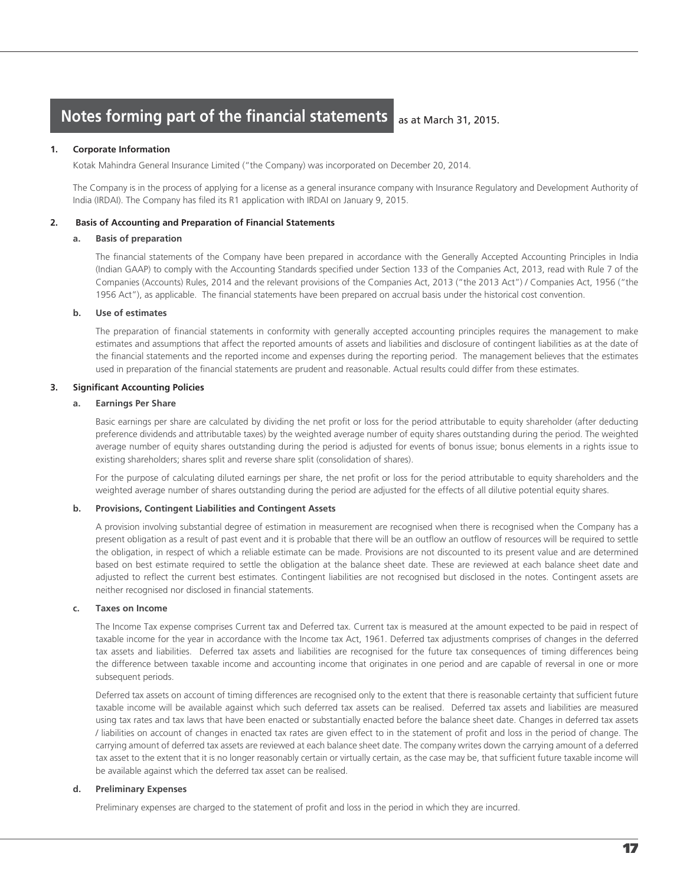# Notes forming part of the financial statements as at March 31, 2015.

**1. Corporate Information**

Kotak Mahindra General Insurance Limited ("the Company) was incorporated on December 20, 2014.

The Company is in the process of applying for a license as a general insurance company with Insurance Regulatory and Development Authority of India (IRDAI). The Company has filed its R1 application with IRDAI on January 9, 2015.

**2. Basis of Accounting and Preparation of Financial Statements**

**a. Basis of preparation**

The financial statements of the Company have been prepared in accordance with the Generally Accepted Accounting Principles in India (Indian GAAP) to comply with the Accounting Standards specified under Section 133 of the Companies Act, 2013, read with Rule 7 of the Companies (Accounts) Rules, 2014 and the relevant provisions of the Companies Act, 2013 ("the 2013 Act") / Companies Act, 1956 ("the 1956 Act"), as applicable. The financial statements have been prepared on accrual basis under the historical cost convention.

**b. Use of estimates**

The preparation of financial statements in conformity with generally accepted accounting principles requires the management to make estimates and assumptions that affect the reported amounts of assets and liabilities and disclosure of contingent liabilities as at the date of the financial statements and the reported income and expenses during the reporting period. The management believes that the estimates used in preparation of the financial statements are prudent and reasonable. Actual results could differ from these estimates.

**3. Significant Accounting Policies**

**a. Earnings Per Share**

Basic earnings per share are calculated by dividing the net profit or loss for the period attributable to equity shareholder (after deducting preference dividends and attributable taxes) by the weighted average number of equity shares outstanding during the period. The weighted average number of equity shares outstanding during the period is adjusted for events of bonus issue; bonus elements in a rights issue to existing shareholders; shares split and reverse share split (consolidation of shares).

For the purpose of calculating diluted earnings per share, the net profit or loss for the period attributable to equity shareholders and the weighted average number of shares outstanding during the period are adjusted for the effects of all dilutive potential equity shares.

**b. Provisions, Contingent Liabilities and Contingent Assets**

A provision involving substantial degree of estimation in measurement are recognised when there is recognised when the Company has a present obligation as a result of past event and it is probable that there will be an outflow an outflow of resources will be required to settle the obligation, in respect of which a reliable estimate can be made. Provisions are not discounted to its present value and are determined based on best estimate required to settle the obligation at the balance sheet date. These are reviewed at each balance sheet date and adjusted to reflect the current best estimates. Contingent liabilities are not recognised but disclosed in the notes. Contingent assets are neither recognised nor disclosed in financial statements.

**c. Taxes on Income**

The Income Tax expense comprises Current tax and Deferred tax. Current tax is measured at the amount expected to be paid in respect of taxable income for the year in accordance with the Income tax Act, 1961. Deferred tax adjustments comprises of changes in the deferred tax assets and liabilities. Deferred tax assets and liabilities are recognised for the future tax consequences of timing differences being the difference between taxable income and accounting income that originates in one period and are capable of reversal in one or more subsequent periods.

Deferred tax assets on account of timing differences are recognised only to the extent that there is reasonable certainty that sufficient future taxable income will be available against which such deferred tax assets can be realised. Deferred tax assets and liabilities are measured using tax rates and tax laws that have been enacted or substantially enacted before the balance sheet date. Changes in deferred tax assets / liabilities on account of changes in enacted tax rates are given effect to in the statement of profit and loss in the period of change. The carrying amount of deferred tax assets are reviewed at each balance sheet date. The company writes down the carrying amount of a deferred tax asset to the extent that it is no longer reasonably certain or virtually certain, as the case may be, that sufficient future taxable income will be available against which the deferred tax asset can be realised.

**d. Preliminary Expenses**

Preliminary expenses are charged to the statement of profit and loss in the period in which they are incurred.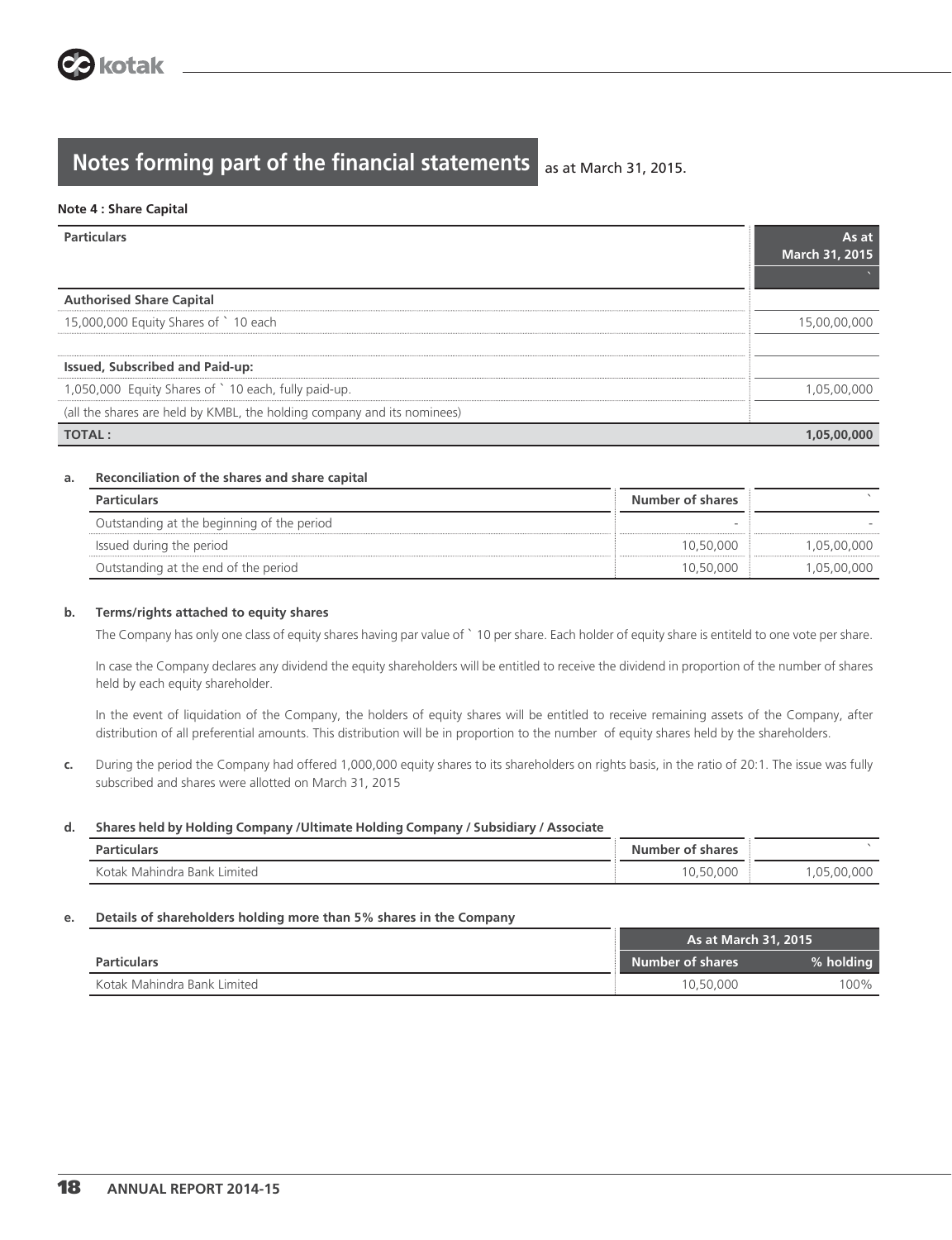# Notes forming part of the financial statements as at March 31, 2015.

**Note 4 : Share Capital**

| Particulars | As at March 31, 2015 ` |
|---|---|
| **Authorised Share Capital** | |
| 15,000,000 Equity Shares of ` 10 each | 15,00,00,000 |
| **Issued, Subscribed and Paid-up:** | |
| 1,050,000 Equity Shares of ` 10 each, fully paid-up. | 1,05,00,000 |
| (all the shares are held by KMBL, the holding company and its nominees) | |
| **TOTAL :** | **1,05,00,000** |

**a. Reconciliation of the shares and share capital**

| Particulars | Number of shares | ` |
|---|---|---|
| Outstanding at the beginning of the period | - | - |
| Issued during the period | 10,50,000 | 1,05,00,000 |
| Outstanding at the end of the period | 10,50,000 | 1,05,00,000 |

**b. Terms/rights attached to equity shares**

The Company has only one class of equity shares having par value of ` 10 per share. Each holder of equity share is entiteld to one vote per share.

In case the Company declares any dividend the equity shareholders will be entitled to receive the dividend in proportion of the number of shares held by each equity shareholder.

In the event of liquidation of the Company, the holders of equity shares will be entitled to receive remaining assets of the Company, after distribution of all preferential amounts. This distribution will be in proportion to the number of equity shares held by the shareholders.

**c.** During the period the Company had offered 1,000,000 equity shares to its shareholders on rights basis, in the ratio of 20:1. The issue was fully subscribed and shares were allotted on March 31, 2015

**d. Shares held by Holding Company /Ultimate Holding Company / Subsidiary / Associate**

| Particulars | Number of shares | ` |
|---|---|---|
| Kotak Mahindra Bank Limited | 10,50,000 | 1,05,00,000 |

**e. Details of shareholders holding more than 5% shares in the Company**

| | As at March 31, 2015 | |
|---|---|---|
| **Particulars** | **Number of shares** | **% holding** |
| Kotak Mahindra Bank Limited | 10,50,000 | 100% |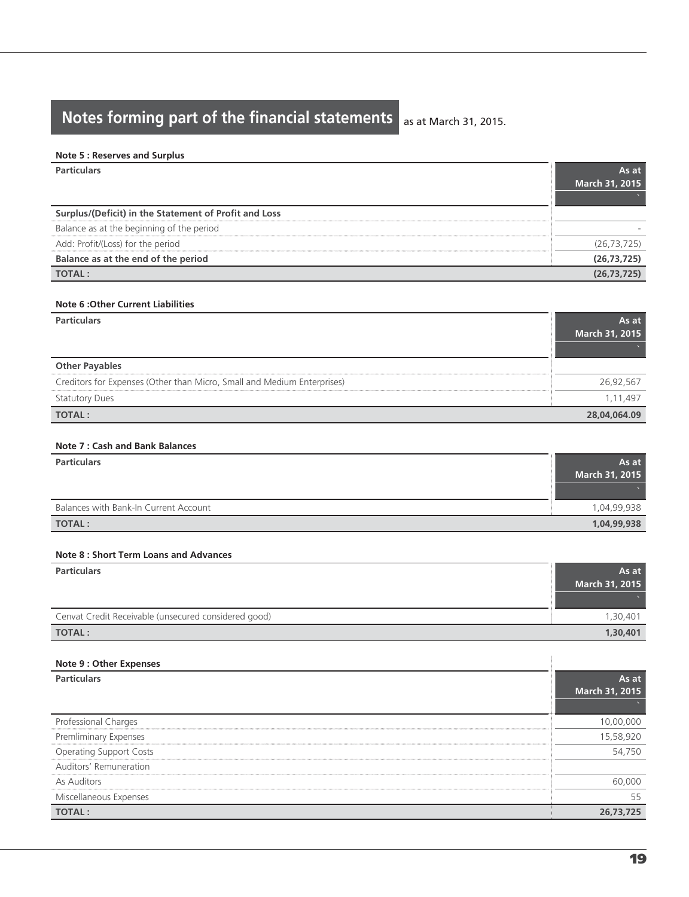# Notes forming part of the financial statements as at March 31, 2015.

**Note 5 : Reserves and Surplus**

| Particulars | As at March 31, 2015 ` |
|---|---|
| **Surplus/(Deficit) in the Statement of Profit and Loss** | |
| Balance as at the beginning of the period | - |
| Add: Profit/(Loss) for the period | (26,73,725) |
| **Balance as at the end of the period** | **(26,73,725)** |
| **TOTAL :** | **(26,73,725)** |

**Note 6 :Other Current Liabilities**

| Particulars | As at March 31, 2015 ` |
|---|---|
| **Other Payables** | |
| Creditors for Expenses (Other than Micro, Small and Medium Enterprises) | 26,92,567 |
| Statutory Dues | 1,11,497 |
| **TOTAL :** | **28,04,064.09** |

**Note 7 : Cash and Bank Balances**

| Particulars | As at March 31, 2015 ` |
|---|---|
| Balances with Bank-In Current Account | 1,04,99,938 |
| **TOTAL :** | **1,04,99,938** |

**Note 8 : Short Term Loans and Advances**

| Particulars | As at March 31, 2015 ` |
|---|---|
| Cenvat Credit Receivable (unsecured considered good) | 1,30,401 |
| **TOTAL :** | **1,30,401** |

**Note 9 : Other Expenses**

| Particulars | As at March 31, 2015 ` |
|---|---|
| Professional Charges | 10,00,000 |
| Premliminary Expenses | 15,58,920 |
| Operating Support Costs | 54,750 |
| Auditors' Remuneration | |
| As Auditors | 60,000 |
| Miscellaneous Expenses | 55 |
| **TOTAL :** | **26,73,725** |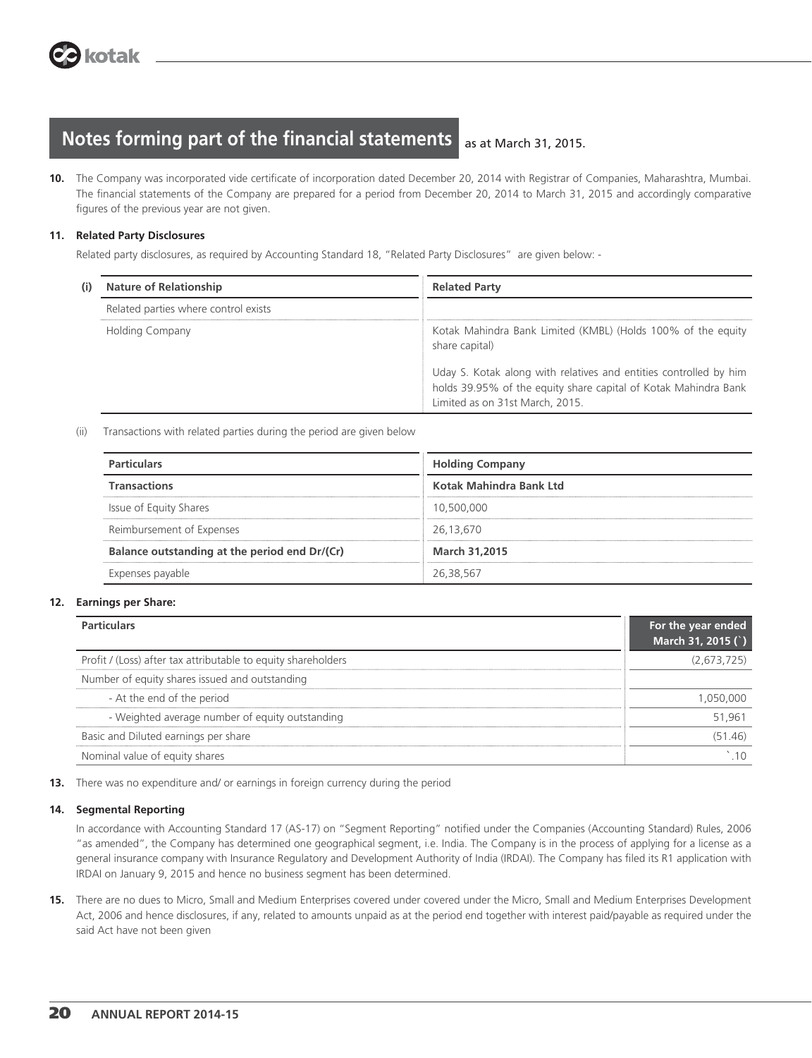# Notes forming part of the financial statements as at March 31, 2015.

**10.** The Company was incorporated vide certificate of incorporation dated December 20, 2014 with Registrar of Companies, Maharashtra, Mumbai. The financial statements of the Company are prepared for a period from December 20, 2014 to March 31, 2015 and accordingly comparative figures of the previous year are not given.

**11. Related Party Disclosures**

Related party disclosures, as required by Accounting Standard 18, "Related Party Disclosures" are given below: -

| (i) | Nature of Relationship | Related Party |
|---|---|---|
| | Related parties where control exists | |
| | Holding Company | Kotak Mahindra Bank Limited (KMBL) (Holds 100% of the equity share capital)<br><br>Uday S. Kotak along with relatives and entities controlled by him holds 39.95% of the equity share capital of Kotak Mahindra Bank Limited as on 31st March, 2015. |

(ii) Transactions with related parties during the period are given below

| Particulars | Holding Company |
|---|---|
| **Transactions** | **Kotak Mahindra Bank Ltd** |
| Issue of Equity Shares | 10,500,000 |
| Reimbursement of Expenses | 26,13,670 |
| **Balance outstanding at the period end Dr/(Cr)** | **March 31,2015** |
| Expenses payable | 26,38,567 |

**12. Earnings per Share:**

| Particulars | For the year ended March 31, 2015 (`) |
|---|---|
| Profit / (Loss) after tax attributable to equity shareholders | (2,673,725) |
| Number of equity shares issued and outstanding | |
| - At the end of the period | 1,050,000 |
| - Weighted average number of equity outstanding | 51,961 |
| Basic and Diluted earnings per share | (51.46) |
| Nominal value of equity shares | `.10 |

**13.** There was no expenditure and/ or earnings in foreign currency during the period

**14. Segmental Reporting**

In accordance with Accounting Standard 17 (AS-17) on "Segment Reporting" notified under the Companies (Accounting Standard) Rules, 2006 "as amended", the Company has determined one geographical segment, i.e. India. The Company is in the process of applying for a license as a general insurance company with Insurance Regulatory and Development Authority of India (IRDAI). The Company has filed its R1 application with IRDAI on January 9, 2015 and hence no business segment has been determined.

**15.** There are no dues to Micro, Small and Medium Enterprises covered under covered under the Micro, Small and Medium Enterprises Development Act, 2006 and hence disclosures, if any, related to amounts unpaid as at the period end together with interest paid/payable as required under the said Act have not been given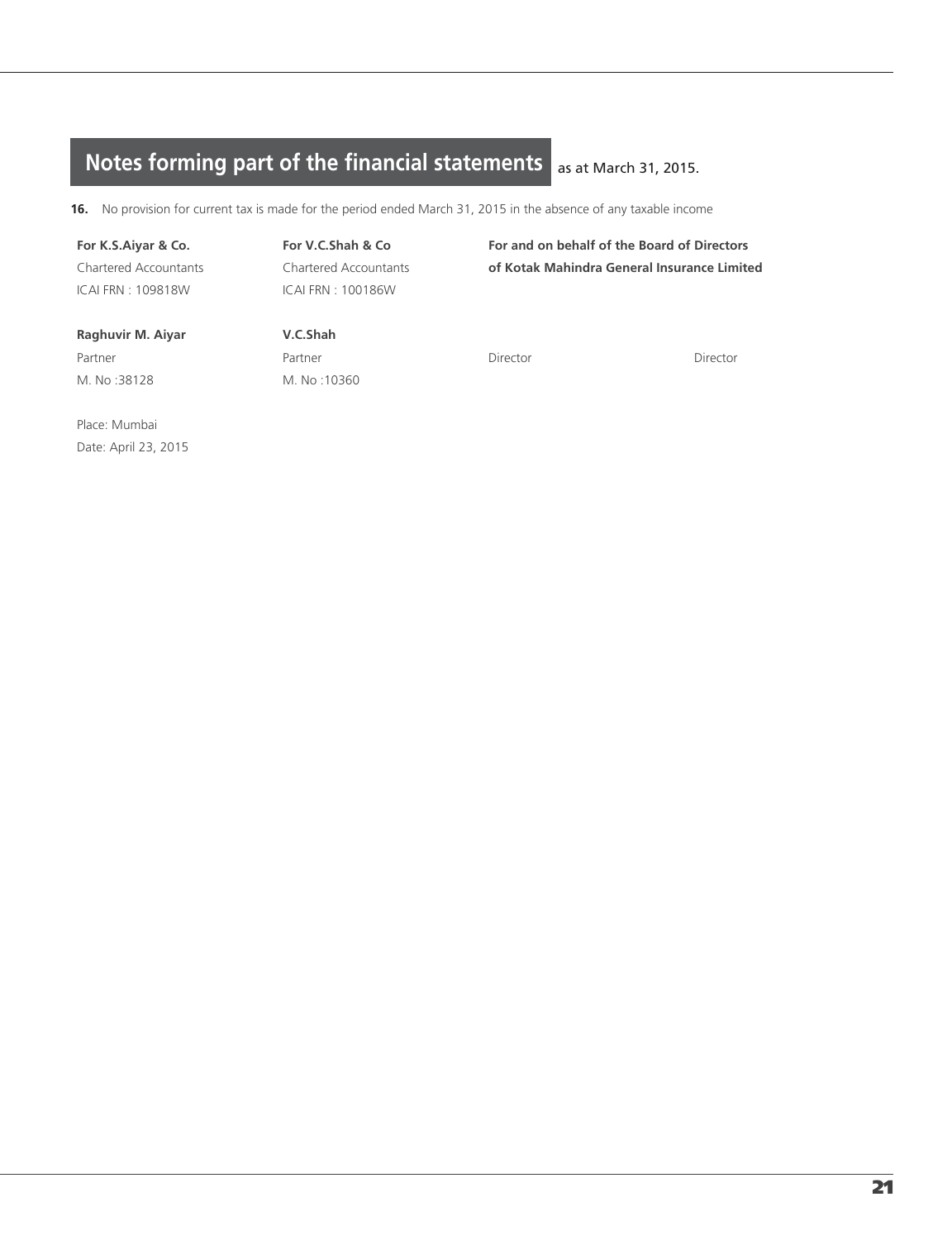## Notes forming part of the financial statements as at March 31, 2015.

**16.** No provision for current tax is made for the period ended March 31, 2015 in the absence of any taxable income

| | | | |
|---|---|---|---|
| **For K.S.Aiyar & Co.** | **For V.C.Shah & Co** | **For and on behalf of the Board of Directors** | |
| Chartered Accountants | Chartered Accountants | **of Kotak Mahindra General Insurance Limited** | |
| ICAI FRN : 109818W | ICAI FRN : 100186W | | |
| **Raghuvir M. Aiyar** | **V.C.Shah** | | |
| Partner | Partner | Director | Director |
| M. No :38128 | M. No :10360 | | |

Place: Mumbai
Date: April 23, 2015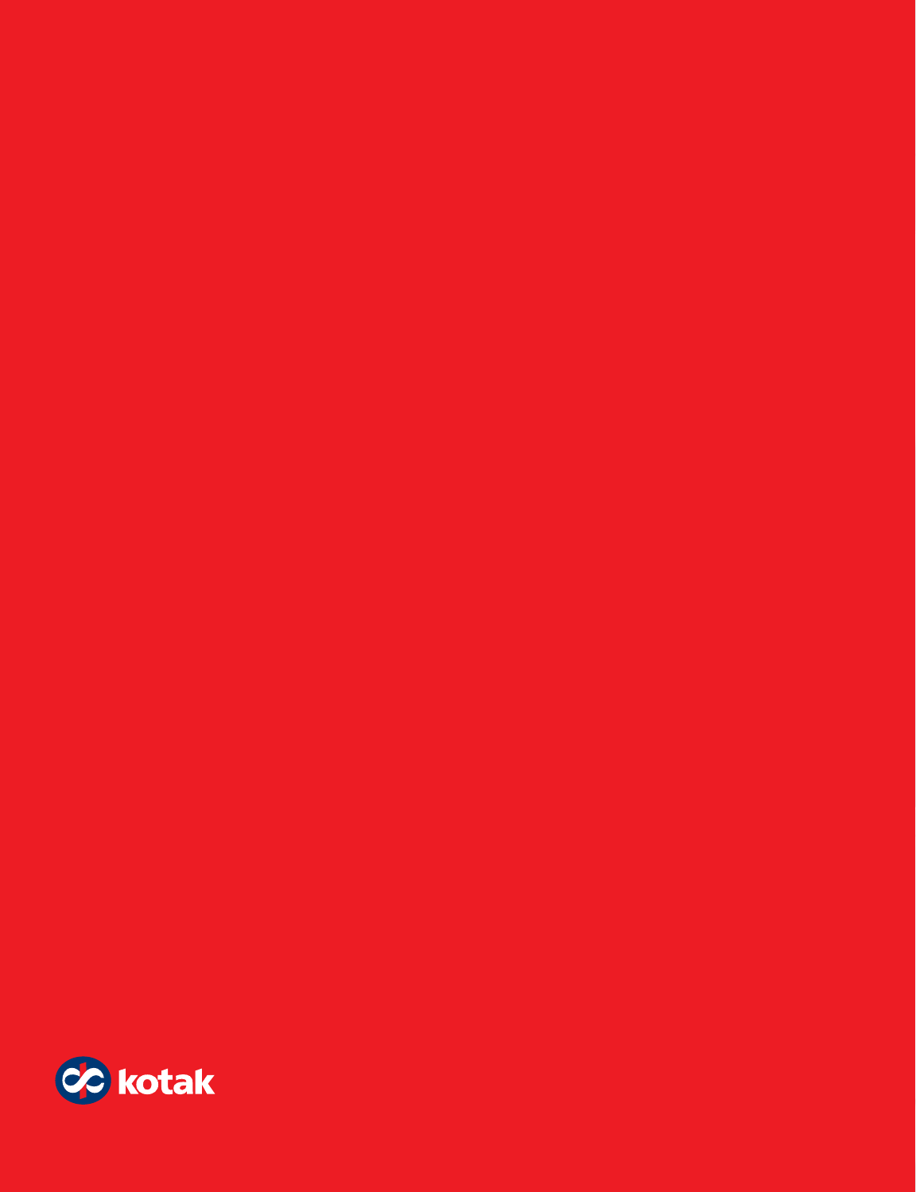kotak